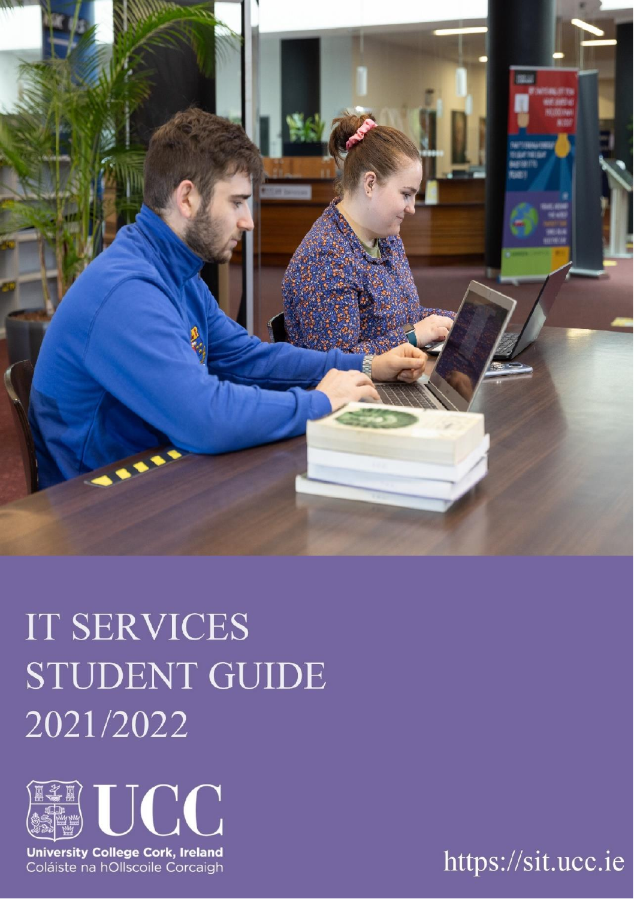# IT SERVICES STUDENT GUIDE 2021/2022

UCC

University College Cork, Ireland
Coláiste na hOllscoile Corcaigh

https://sit.ucc.ie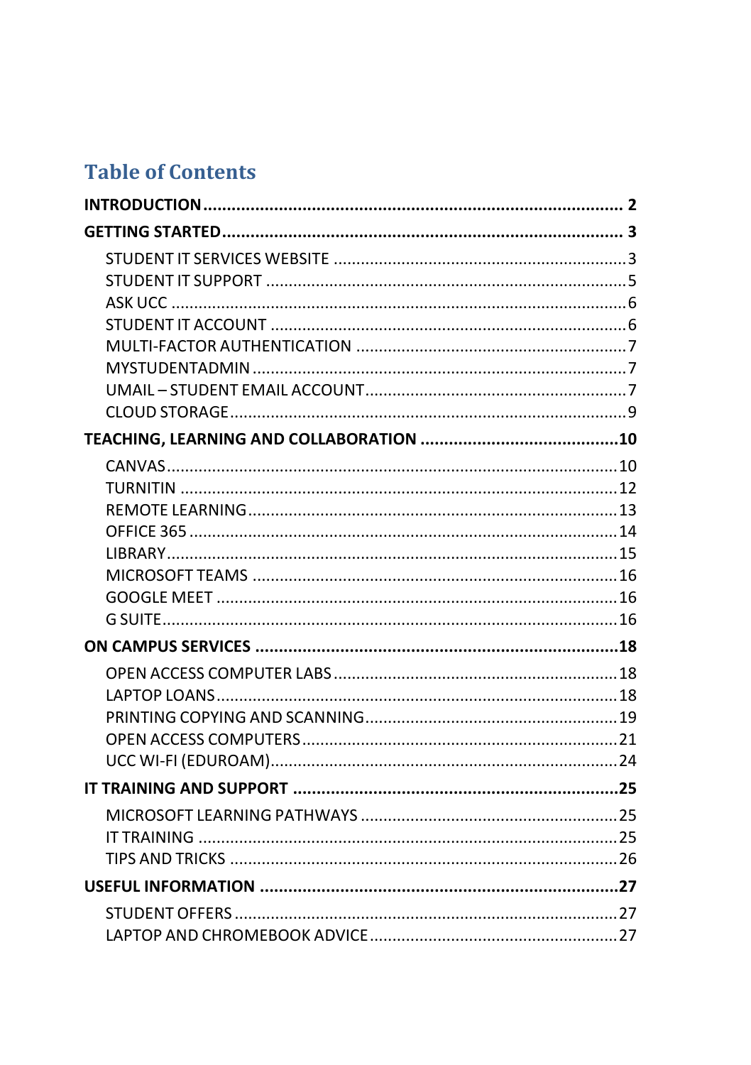# Table of Contents

**INTRODUCTION** .......... **2**

**GETTING STARTED** .......... **3**

- STUDENT IT SERVICES WEBSITE .......... 3
- STUDENT IT SUPPORT .......... 5
- ASK UCC .......... 6
- STUDENT IT ACCOUNT .......... 6
- MULTI-FACTOR AUTHENTICATION .......... 7
- MYSTUDENTADMIN .......... 7
- UMAIL – STUDENT EMAIL ACCOUNT .......... 7
- CLOUD STORAGE .......... 9

**TEACHING, LEARNING AND COLLABORATION** .......... **10**

- CANVAS .......... 10
- TURNITIN .......... 12
- REMOTE LEARNING .......... 13
- OFFICE 365 .......... 14
- LIBRARY .......... 15
- MICROSOFT TEAMS .......... 16
- GOOGLE MEET .......... 16
- G SUITE .......... 16

**ON CAMPUS SERVICES** .......... **18**

- OPEN ACCESS COMPUTER LABS .......... 18
- LAPTOP LOANS .......... 18
- PRINTING COPYING AND SCANNING .......... 19
- OPEN ACCESS COMPUTERS .......... 21
- UCC WI-FI (EDUROAM) .......... 24

**IT TRAINING AND SUPPORT** .......... **25**

- MICROSOFT LEARNING PATHWAYS .......... 25
- IT TRAINING .......... 25
- TIPS AND TRICKS .......... 26

**USEFUL INFORMATION** .......... **27**

- STUDENT OFFERS .......... 27
- LAPTOP AND CHROMEBOOK ADVICE .......... 27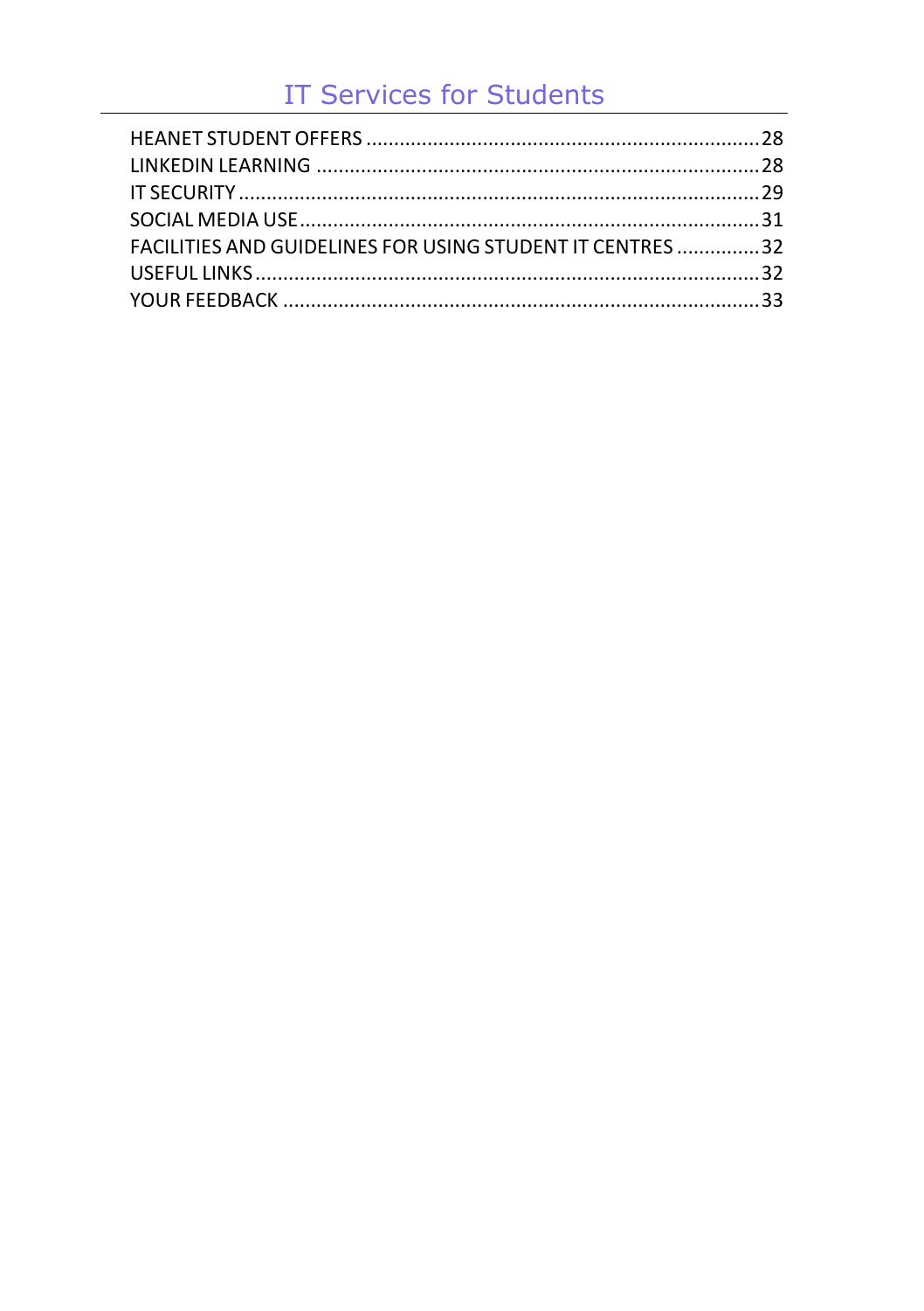HEANET STUDENT OFFERS ........................................................................ 28
LINKEDIN LEARNING ............................................................................ 28
IT SECURITY ...................................................................................... 29
SOCIAL MEDIA USE ............................................................................. 31
FACILITIES AND GUIDELINES FOR USING STUDENT IT CENTRES ............... 32
USEFUL LINKS .................................................................................... 32
YOUR FEEDBACK ................................................................................ 33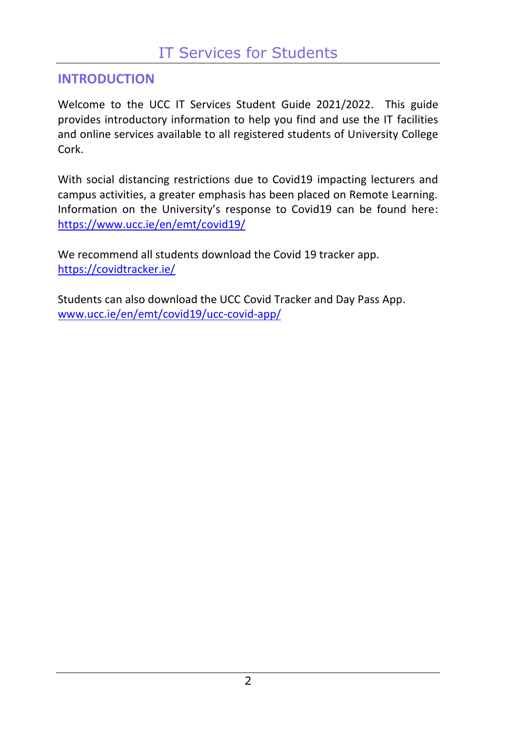# IT Services for Students

## INTRODUCTION

Welcome to the UCC IT Services Student Guide 2021/2022. This guide provides introductory information to help you find and use the IT facilities and online services available to all registered students of University College Cork.

With social distancing restrictions due to Covid19 impacting lecturers and campus activities, a greater emphasis has been placed on Remote Learning. Information on the University's response to Covid19 can be found here: https://www.ucc.ie/en/emt/covid19/

We recommend all students download the Covid 19 tracker app.
https://covidtracker.ie/

Students can also download the UCC Covid Tracker and Day Pass App.
www.ucc.ie/en/emt/covid19/ucc-covid-app/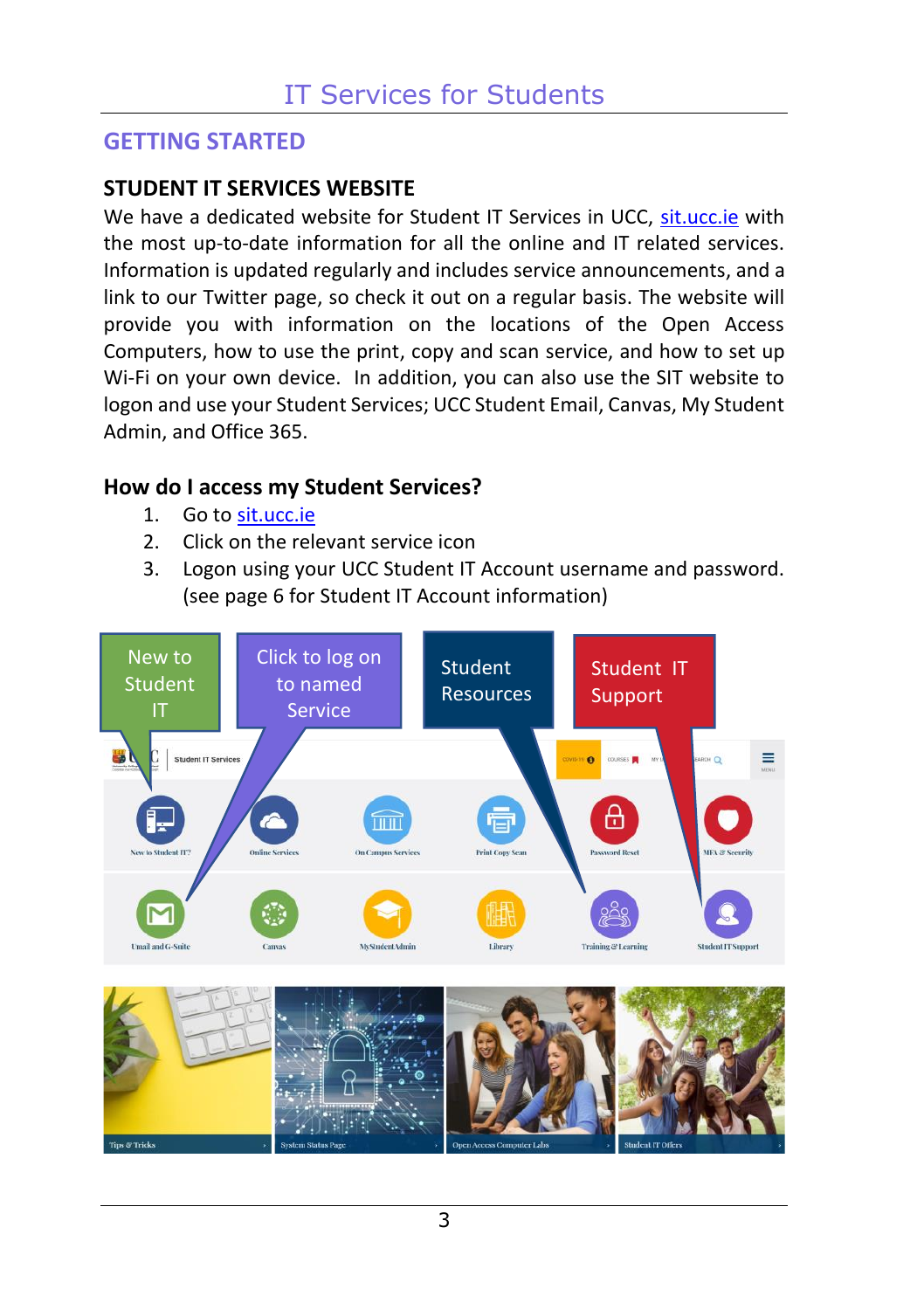## GETTING STARTED

### STUDENT IT SERVICES WEBSITE

We have a dedicated website for Student IT Services in UCC, sit.ucc.ie with the most up-to-date information for all the online and IT related services. Information is updated regularly and includes service announcements, and a link to our Twitter page, so check it out on a regular basis. The website will provide you with information on the locations of the Open Access Computers, how to use the print, copy and scan service, and how to set up Wi-Fi on your own device. In addition, you can also use the SIT website to logon and use your Student Services; UCC Student Email, Canvas, My Student Admin, and Office 365.

### How do I access my Student Services?

1. Go to sit.ucc.ie
2. Click on the relevant service icon
3. Logon using your UCC Student IT Account username and password. (see page 6 for Student IT Account information)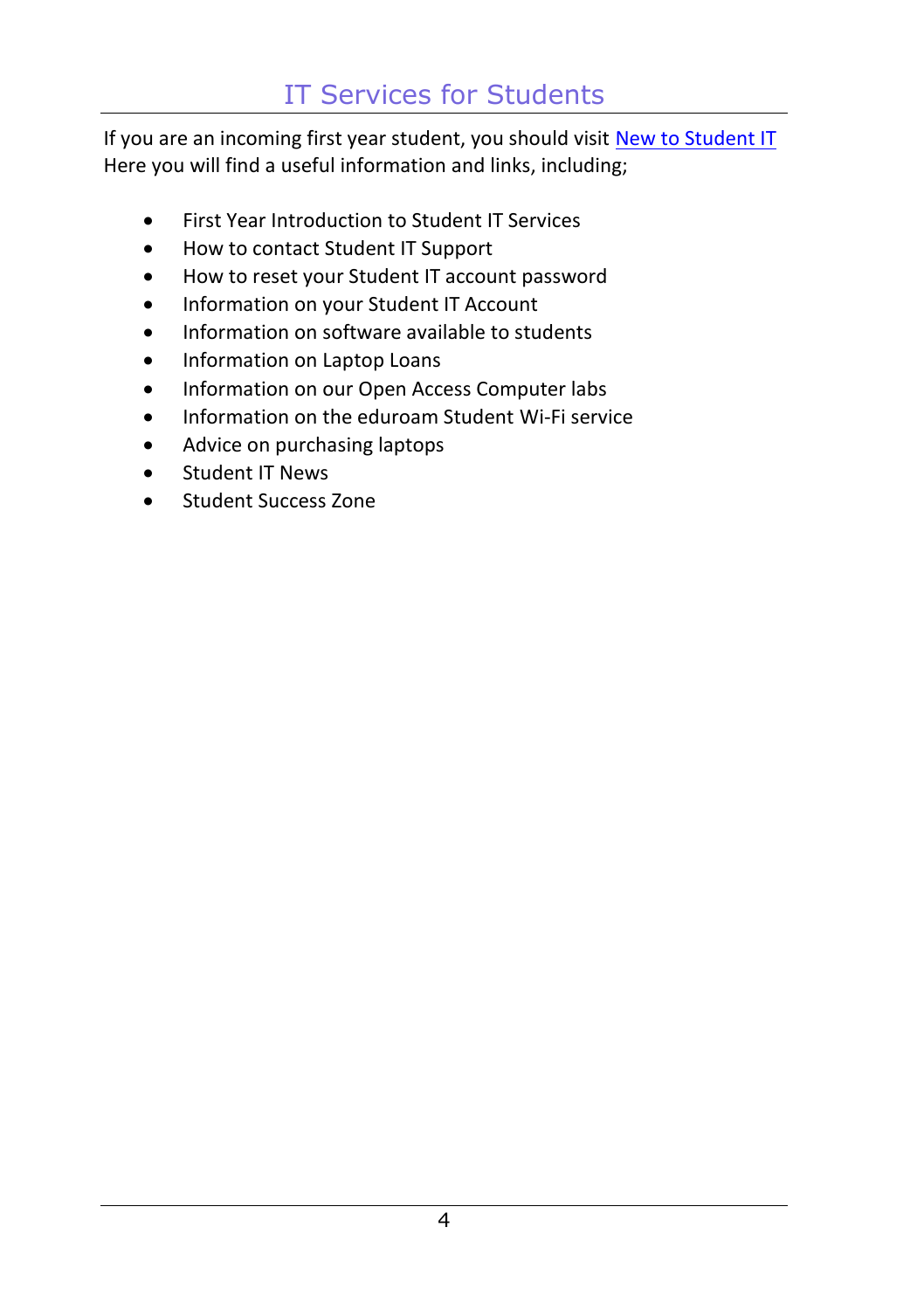# IT Services for Students

If you are an incoming first year student, you should visit New to Student IT
Here you will find a useful information and links, including;

- First Year Introduction to Student IT Services
- How to contact Student IT Support
- How to reset your Student IT account password
- Information on your Student IT Account
- Information on software available to students
- Information on Laptop Loans
- Information on our Open Access Computer labs
- Information on the eduroam Student Wi-Fi service
- Advice on purchasing laptops
- Student IT News
- Student Success Zone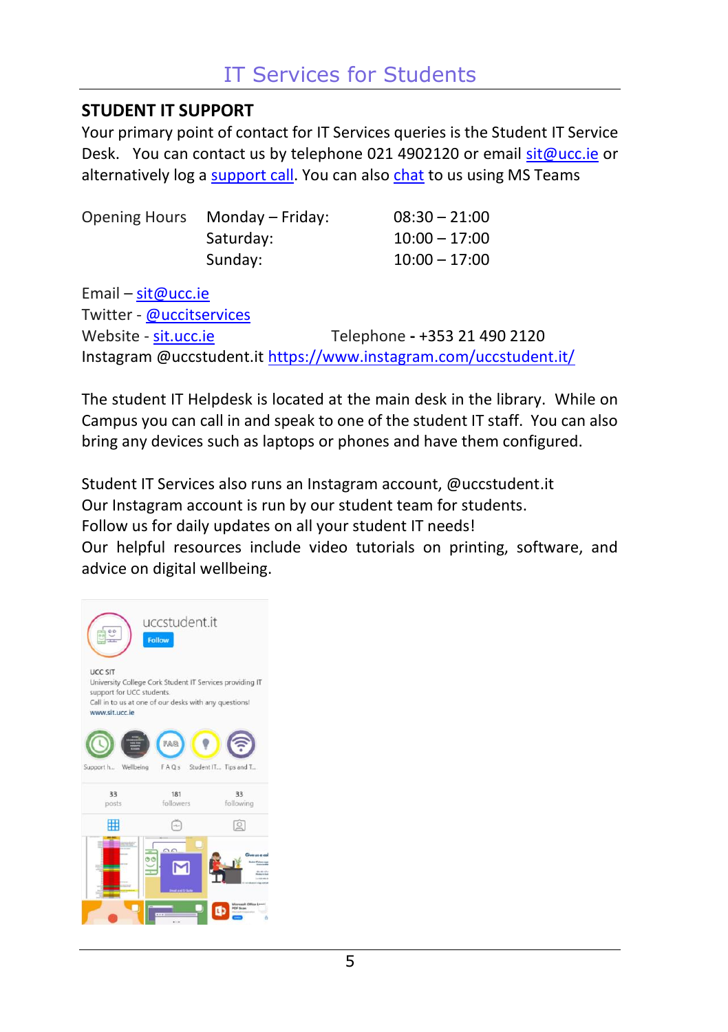## STUDENT IT SUPPORT

Your primary point of contact for IT Services queries is the Student IT Service Desk. You can contact us by telephone 021 4902120 or email sit@ucc.ie or alternatively log a support call. You can also chat to us using MS Teams

| Opening Hours | Monday – Friday: | 08:30 – 21:00 |
|---|---|---|
| | Saturday: | 10:00 – 17:00 |
| | Sunday: | 10:00 – 17:00 |

Email – sit@ucc.ie
Twitter - @uccitservices
Website - sit.ucc.ie Telephone **-** +353 21 490 2120
Instagram @uccstudent.it https://www.instagram.com/uccstudent.it/

The student IT Helpdesk is located at the main desk in the library. While on Campus you can call in and speak to one of the student IT staff. You can also bring any devices such as laptops or phones and have them configured.

Student IT Services also runs an Instagram account, @uccstudent.it
Our Instagram account is run by our student team for students.
Follow us for daily updates on all your student IT needs!
Our helpful resources include video tutorials on printing, software, and advice on digital wellbeing.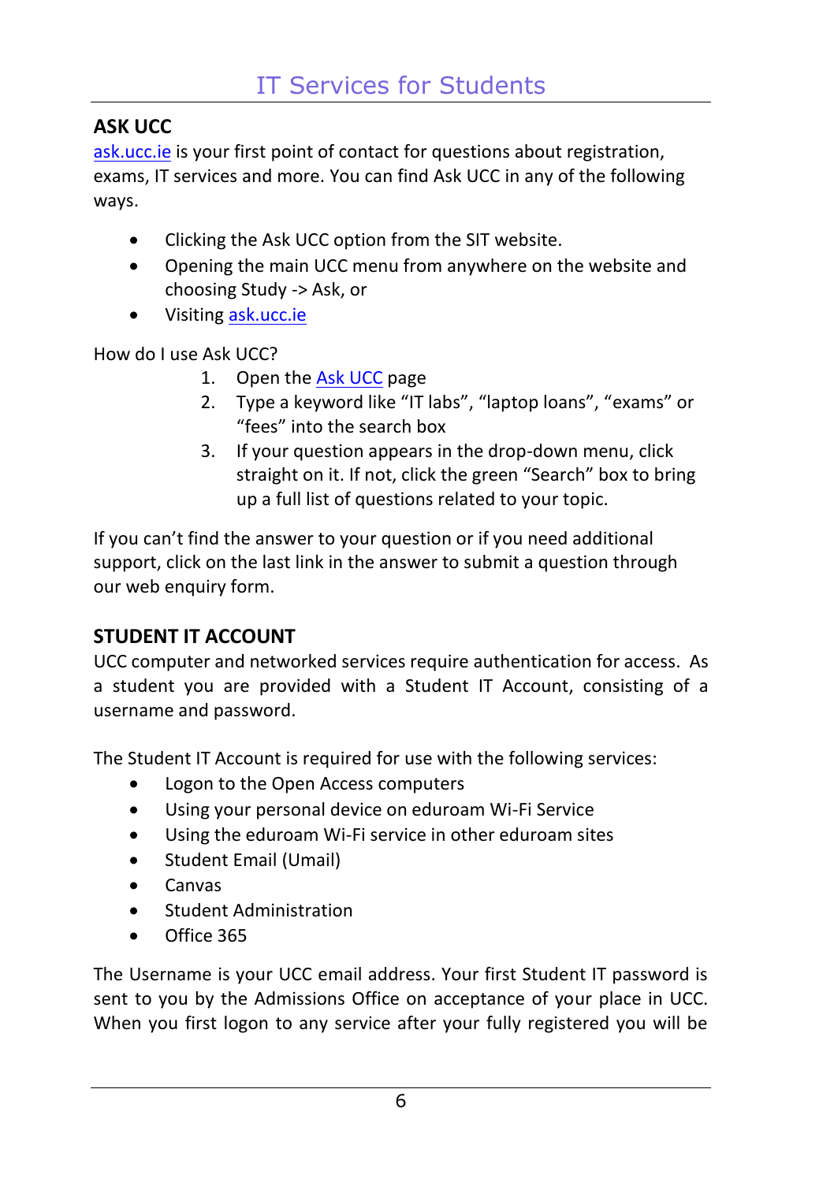# IT Services for Students

## ASK UCC

ask.ucc.ie is your first point of contact for questions about registration, exams, IT services and more. You can find Ask UCC in any of the following ways.

- Clicking the Ask UCC option from the SIT website.
- Opening the main UCC menu from anywhere on the website and choosing Study -> Ask, or
- Visiting ask.ucc.ie

How do I use Ask UCC?

1. Open the Ask UCC page
2. Type a keyword like "IT labs", "laptop loans", "exams" or "fees" into the search box
3. If your question appears in the drop-down menu, click straight on it. If not, click the green "Search" box to bring up a full list of questions related to your topic.

If you can't find the answer to your question or if you need additional support, click on the last link in the answer to submit a question through our web enquiry form.

## STUDENT IT ACCOUNT

UCC computer and networked services require authentication for access. As a student you are provided with a Student IT Account, consisting of a username and password.

The Student IT Account is required for use with the following services:

- Logon to the Open Access computers
- Using your personal device on eduroam Wi-Fi Service
- Using the eduroam Wi-Fi service in other eduroam sites
- Student Email (Umail)
- Canvas
- Student Administration
- Office 365

The Username is your UCC email address. Your first Student IT password is sent to you by the Admissions Office on acceptance of your place in UCC. When you first logon to any service after your fully registered you will be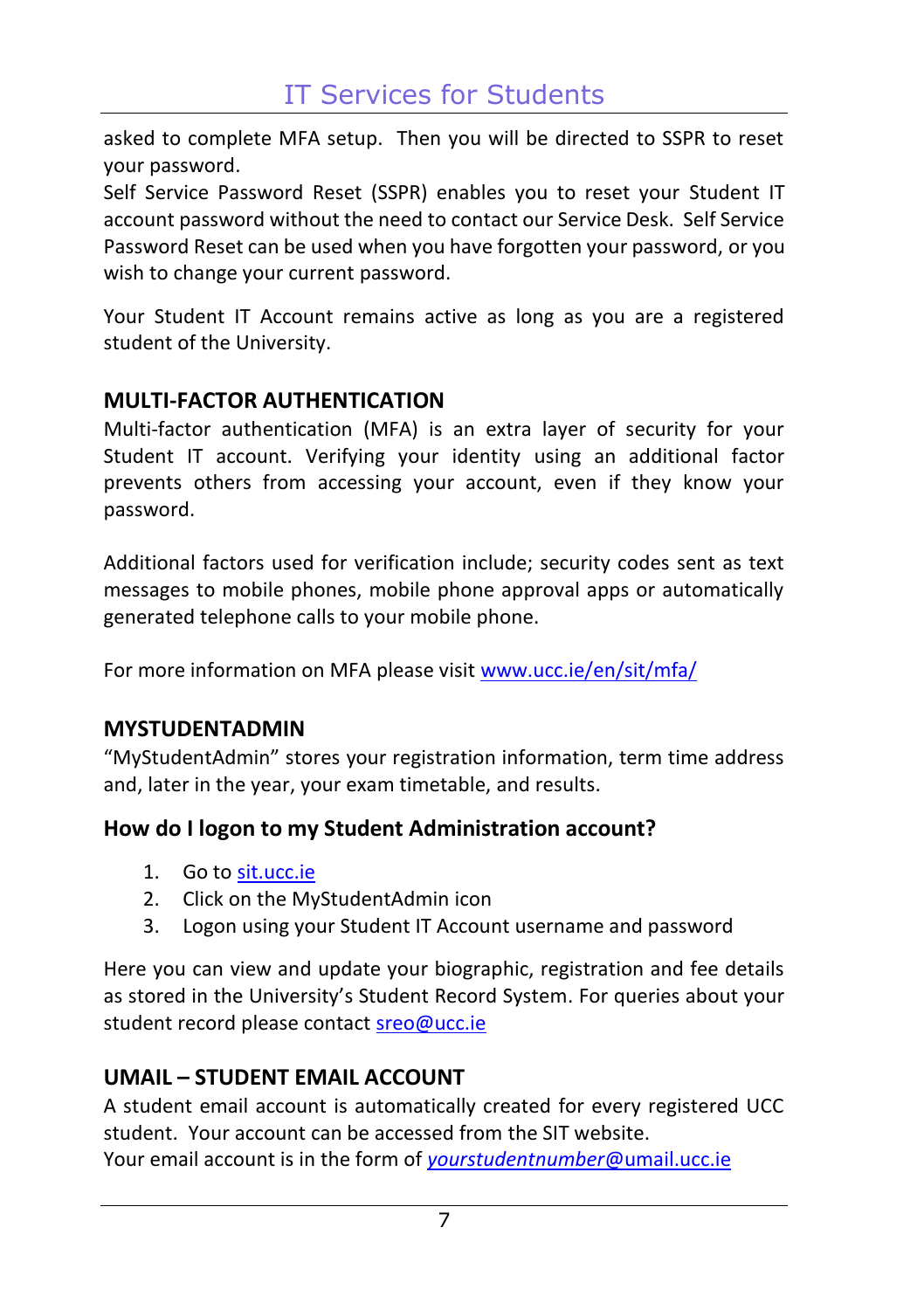asked to complete MFA setup. Then you will be directed to SSPR to reset your password.
Self Service Password Reset (SSPR) enables you to reset your Student IT account password without the need to contact our Service Desk. Self Service Password Reset can be used when you have forgotten your password, or you wish to change your current password.

Your Student IT Account remains active as long as you are a registered student of the University.

## MULTI-FACTOR AUTHENTICATION

Multi-factor authentication (MFA) is an extra layer of security for your Student IT account. Verifying your identity using an additional factor prevents others from accessing your account, even if they know your password.

Additional factors used for verification include; security codes sent as text messages to mobile phones, mobile phone approval apps or automatically generated telephone calls to your mobile phone.

For more information on MFA please visit [www.ucc.ie/en/sit/mfa/](www.ucc.ie/en/sit/mfa/)

## MYSTUDENTADMIN

"MyStudentAdmin" stores your registration information, term time address and, later in the year, your exam timetable, and results.

### How do I logon to my Student Administration account?

1. Go to [sit.ucc.ie](sit.ucc.ie)
2. Click on the MyStudentAdmin icon
3. Logon using your Student IT Account username and password

Here you can view and update your biographic, registration and fee details as stored in the University's Student Record System. For queries about your student record please contact [sreo@ucc.ie](mailto:sreo@ucc.ie)

## UMAIL – STUDENT EMAIL ACCOUNT

A student email account is automatically created for every registered UCC student. Your account can be accessed from the SIT website.
Your email account is in the form of *yourstudentnumber*@umail.ucc.ie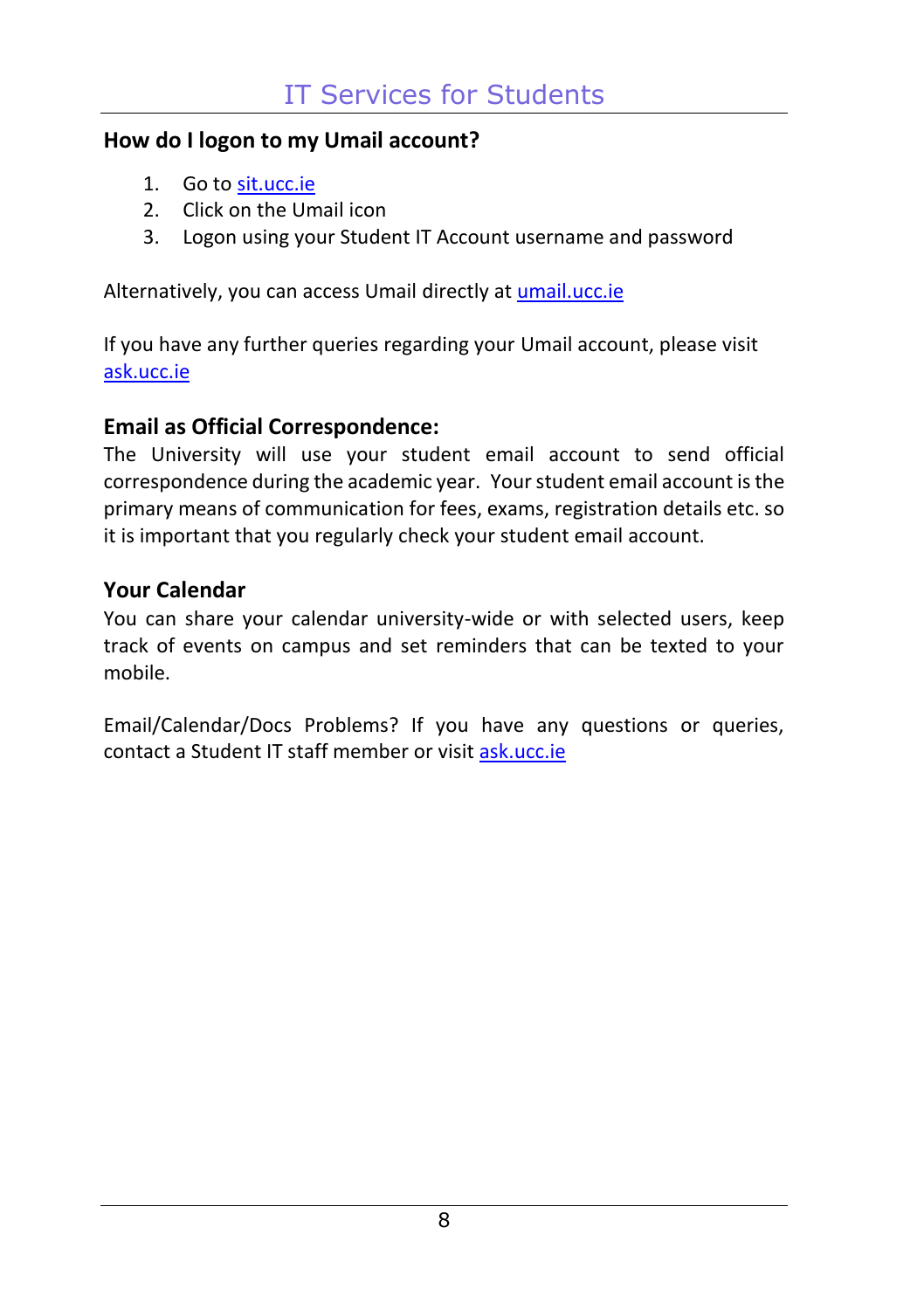# IT Services for Students

## How do I logon to my Umail account?

1. Go to [sit.ucc.ie](sit.ucc.ie)
2. Click on the Umail icon
3. Logon using your Student IT Account username and password

Alternatively, you can access Umail directly at [umail.ucc.ie](umail.ucc.ie)

If you have any further queries regarding your Umail account, please visit [ask.ucc.ie](ask.ucc.ie)

## Email as Official Correspondence:

The University will use your student email account to send official correspondence during the academic year. Your student email account is the primary means of communication for fees, exams, registration details etc. so it is important that you regularly check your student email account.

## Your Calendar

You can share your calendar university-wide or with selected users, keep track of events on campus and set reminders that can be texted to your mobile.

Email/Calendar/Docs Problems? If you have any questions or queries, contact a Student IT staff member or visit [ask.ucc.ie](ask.ucc.ie)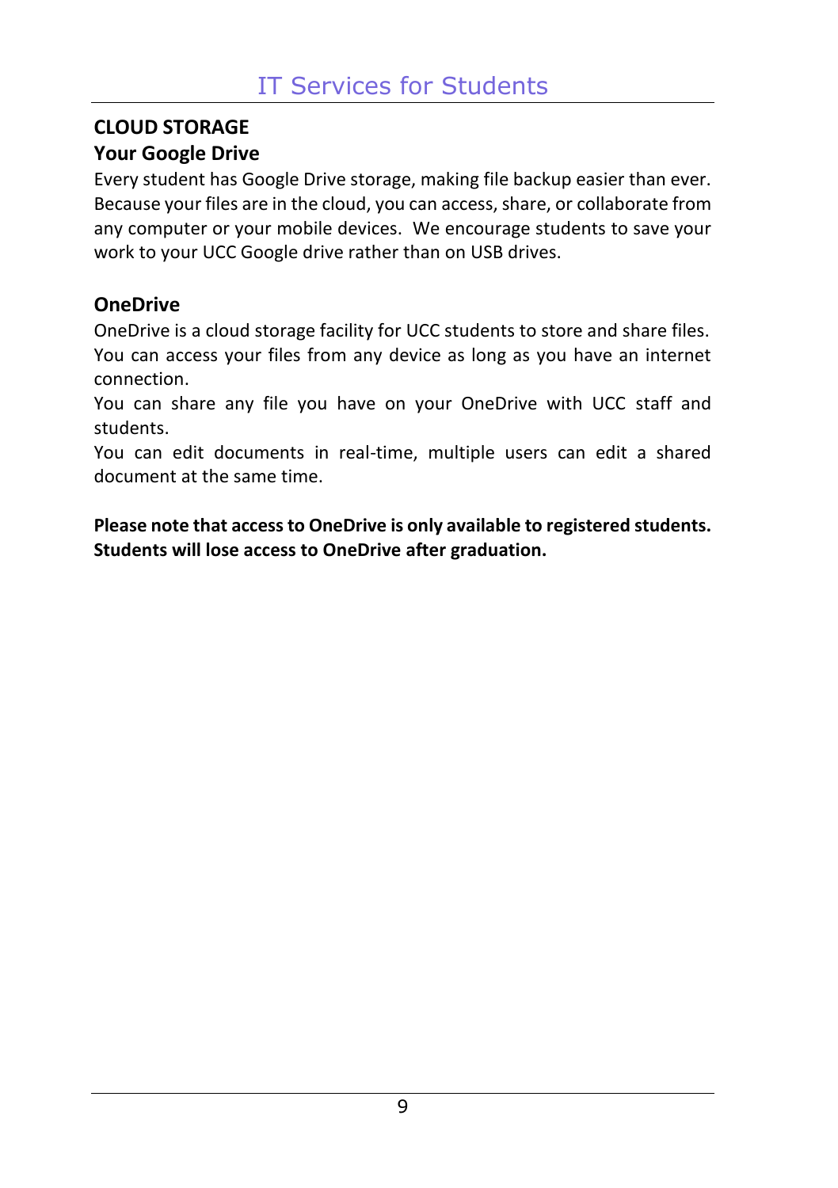## CLOUD STORAGE

### Your Google Drive

Every student has Google Drive storage, making file backup easier than ever. Because your files are in the cloud, you can access, share, or collaborate from any computer or your mobile devices. We encourage students to save your work to your UCC Google drive rather than on USB drives.

### OneDrive

OneDrive is a cloud storage facility for UCC students to store and share files. You can access your files from any device as long as you have an internet connection.

You can share any file you have on your OneDrive with UCC staff and students.

You can edit documents in real-time, multiple users can edit a shared document at the same time.

**Please note that access to OneDrive is only available to registered students. Students will lose access to OneDrive after graduation.**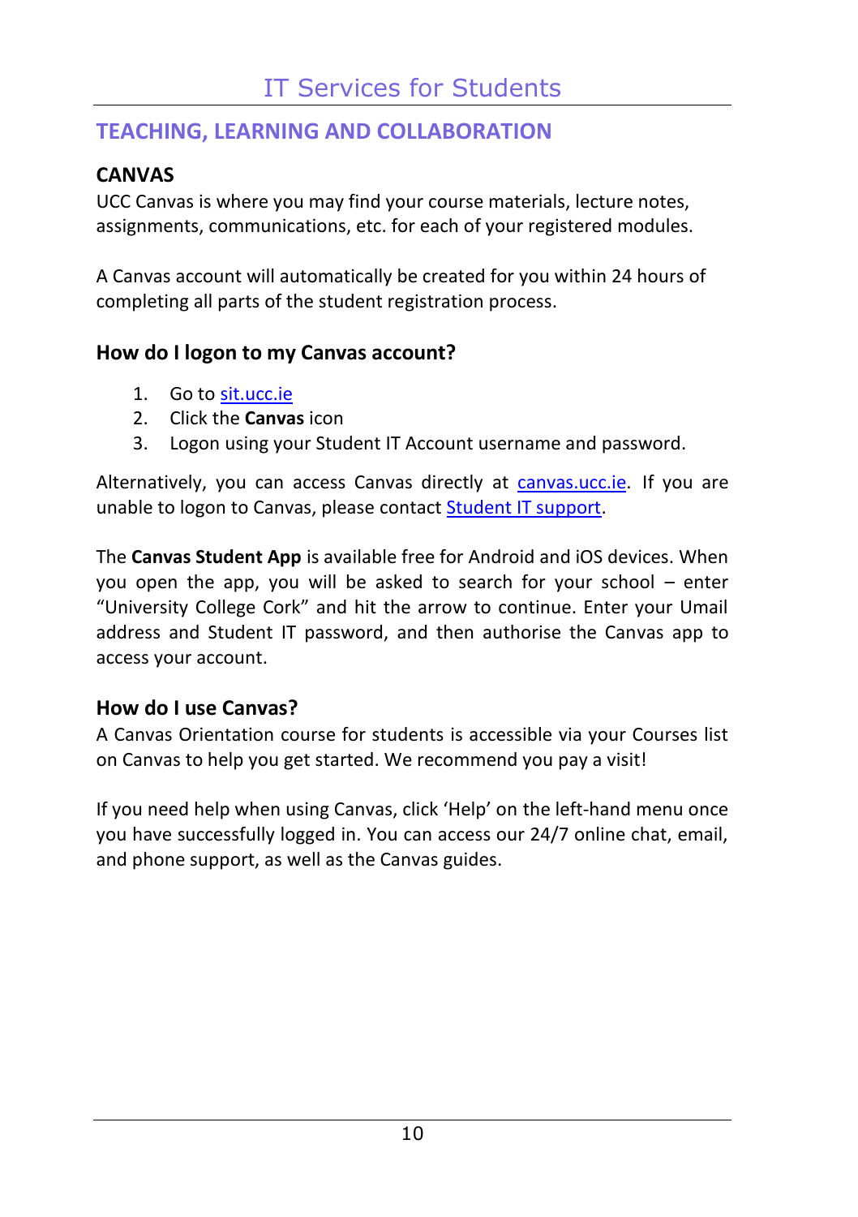## TEACHING, LEARNING AND COLLABORATION

### CANVAS

UCC Canvas is where you may find your course materials, lecture notes, assignments, communications, etc. for each of your registered modules.

A Canvas account will automatically be created for you within 24 hours of completing all parts of the student registration process.

### How do I logon to my Canvas account?

1. Go to sit.ucc.ie
2. Click the **Canvas** icon
3. Logon using your Student IT Account username and password.

Alternatively, you can access Canvas directly at canvas.ucc.ie. If you are unable to logon to Canvas, please contact Student IT support.

The **Canvas Student App** is available free for Android and iOS devices. When you open the app, you will be asked to search for your school – enter "University College Cork" and hit the arrow to continue. Enter your Umail address and Student IT password, and then authorise the Canvas app to access your account.

### How do I use Canvas?

A Canvas Orientation course for students is accessible via your Courses list on Canvas to help you get started. We recommend you pay a visit!

If you need help when using Canvas, click 'Help' on the left-hand menu once you have successfully logged in. You can access our 24/7 online chat, email, and phone support, as well as the Canvas guides.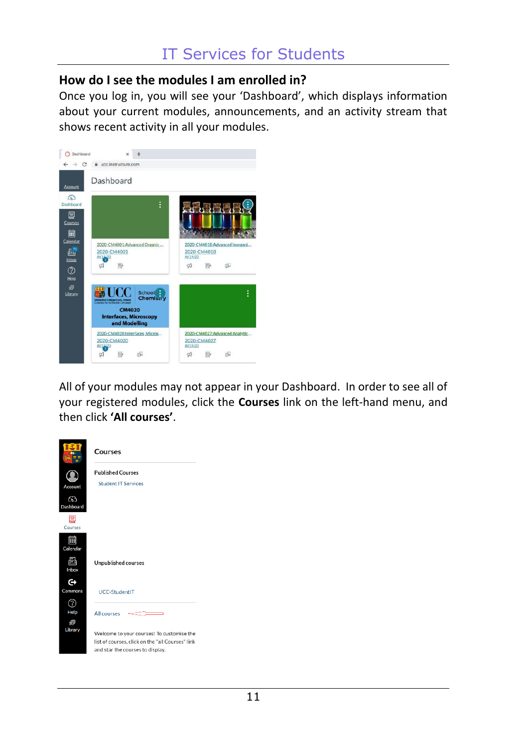## How do I see the modules I am enrolled in?

Once you log in, you will see your 'Dashboard', which displays information about your current modules, announcements, and an activity stream that shows recent activity in all your modules.

All of your modules may not appear in your Dashboard. In order to see all of your registered modules, click the **Courses** link on the left-hand menu, and then click **'All courses'**.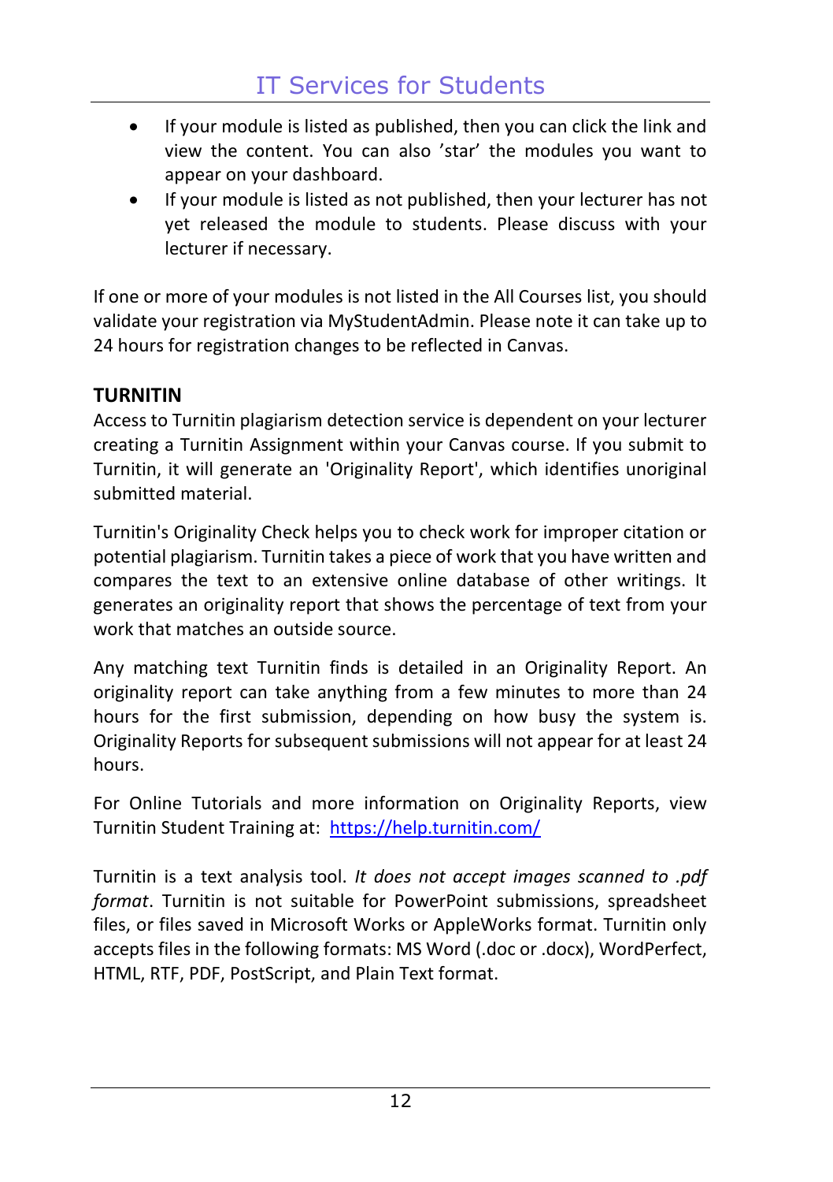- If your module is listed as published, then you can click the link and view the content. You can also ’star’ the modules you want to appear on your dashboard.
- If your module is listed as not published, then your lecturer has not yet released the module to students. Please discuss with your lecturer if necessary.

If one or more of your modules is not listed in the All Courses list, you should validate your registration via MyStudentAdmin. Please note it can take up to 24 hours for registration changes to be reflected in Canvas.

## TURNITIN

Access to Turnitin plagiarism detection service is dependent on your lecturer creating a Turnitin Assignment within your Canvas course. If you submit to Turnitin, it will generate an 'Originality Report', which identifies unoriginal submitted material.

Turnitin's Originality Check helps you to check work for improper citation or potential plagiarism. Turnitin takes a piece of work that you have written and compares the text to an extensive online database of other writings. It generates an originality report that shows the percentage of text from your work that matches an outside source.

Any matching text Turnitin finds is detailed in an Originality Report. An originality report can take anything from a few minutes to more than 24 hours for the first submission, depending on how busy the system is. Originality Reports for subsequent submissions will not appear for at least 24 hours.

For Online Tutorials and more information on Originality Reports, view Turnitin Student Training at: [https://help.turnitin.com/](https://help.turnitin.com/)

Turnitin is a text analysis tool. *It does not accept images scanned to .pdf format*. Turnitin is not suitable for PowerPoint submissions, spreadsheet files, or files saved in Microsoft Works or AppleWorks format. Turnitin only accepts files in the following formats: MS Word (.doc or .docx), WordPerfect, HTML, RTF, PDF, PostScript, and Plain Text format.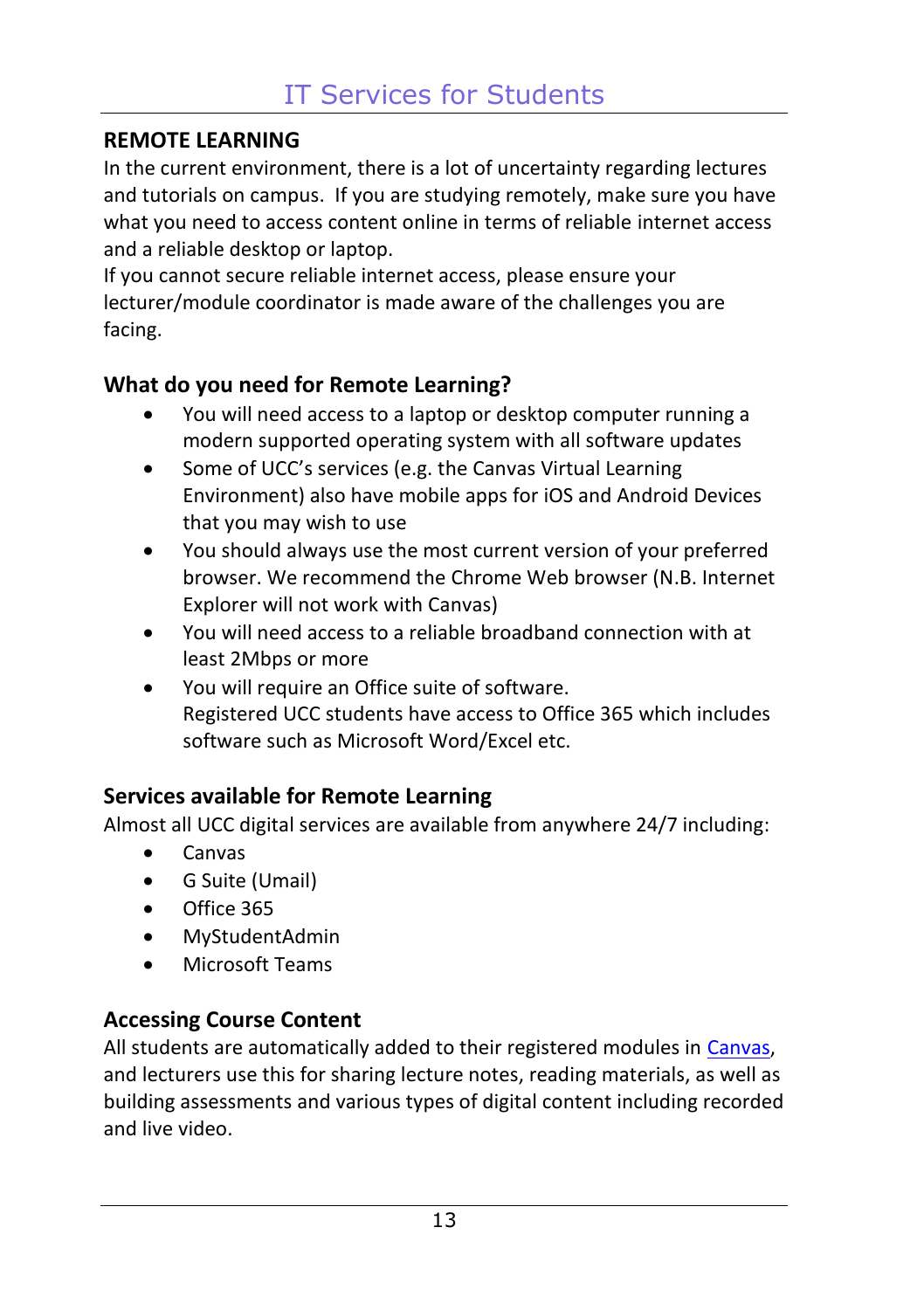# IT Services for Students

## REMOTE LEARNING

In the current environment, there is a lot of uncertainty regarding lectures and tutorials on campus. If you are studying remotely, make sure you have what you need to access content online in terms of reliable internet access and a reliable desktop or laptop.

If you cannot secure reliable internet access, please ensure your lecturer/module coordinator is made aware of the challenges you are facing.

### What do you need for Remote Learning?

- You will need access to a laptop or desktop computer running a modern supported operating system with all software updates
- Some of UCC's services (e.g. the Canvas Virtual Learning Environment) also have mobile apps for iOS and Android Devices that you may wish to use
- You should always use the most current version of your preferred browser. We recommend the Chrome Web browser (N.B. Internet Explorer will not work with Canvas)
- You will need access to a reliable broadband connection with at least 2Mbps or more
- You will require an Office suite of software.
  Registered UCC students have access to Office 365 which includes software such as Microsoft Word/Excel etc.

### Services available for Remote Learning

Almost all UCC digital services are available from anywhere 24/7 including:

- Canvas
- G Suite (Umail)
- Office 365
- MyStudentAdmin
- Microsoft Teams

### Accessing Course Content

All students are automatically added to their registered modules in Canvas, and lecturers use this for sharing lecture notes, reading materials, as well as building assessments and various types of digital content including recorded and live video.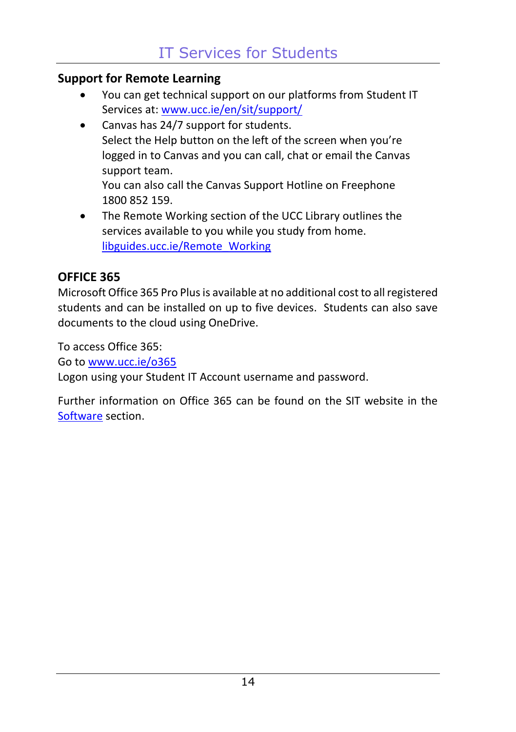# IT Services for Students

## Support for Remote Learning

- You can get technical support on our platforms from Student IT Services at: [www.ucc.ie/en/sit/support/](http://www.ucc.ie/en/sit/support/)
- Canva has 24/7 support for students.
  Select the Help button on the left of the screen when you're logged in to Canvas and you can call, chat or email the Canvas support team.
  You can also call the Canvas Support Hotline on Freephone 1800 852 159.
- The Remote Working section of the UCC Library outlines the services available to you while you study from home.
  [libguides.ucc.ie/Remote_Working](http://libguides.ucc.ie/Remote_Working)

## OFFICE 365

Microsoft Office 365 Pro Plus is available at no additional cost to all registered students and can be installed on up to five devices. Students can also save documents to the cloud using OneDrive.

To access Office 365:
Go to [www.ucc.ie/o365](http://www.ucc.ie/o365)
Logon using your Student IT Account username and password.

Further information on Office 365 can be found on the SIT website in the Software section.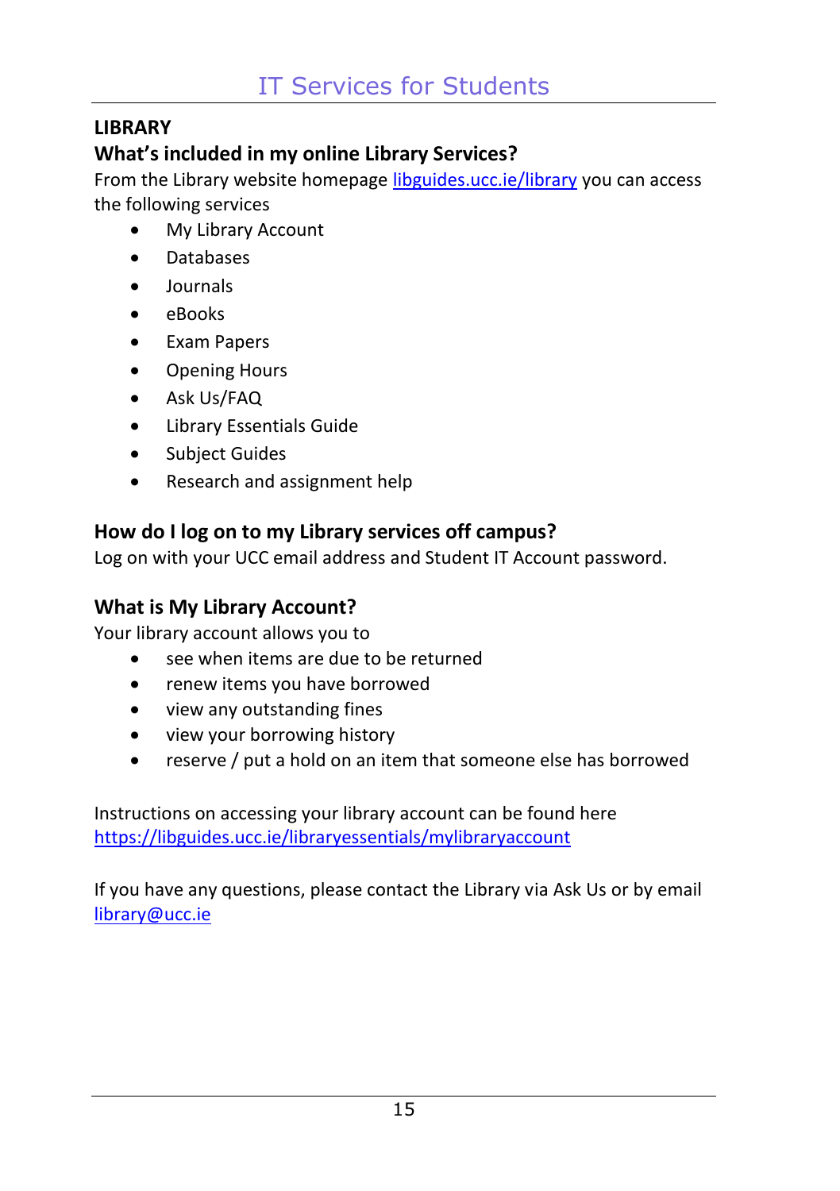## LIBRARY

### What's included in my online Library Services?

From the Library website homepage [libguides.ucc.ie/library](libguides.ucc.ie/library) you can access the following services

- My Library Account
- Databases
- Journals
- eBooks
- Exam Papers
- Opening Hours
- Ask Us/FAQ
- Library Essentials Guide
- Subject Guides
- Research and assignment help

### How do I log on to my Library services off campus?

Log on with your UCC email address and Student IT Account password.

### What is My Library Account?

Your library account allows you to

- see when items are due to be returned
- renew items you have borrowed
- view any outstanding fines
- view your borrowing history
- reserve / put a hold on an item that someone else has borrowed

Instructions on accessing your library account can be found here
[https://libguides.ucc.ie/libraryessentials/mylibraryaccount](https://libguides.ucc.ie/libraryessentials/mylibraryaccount)

If you have any questions, please contact the Library via Ask Us or by email [library@ucc.ie](mailto:library@ucc.ie)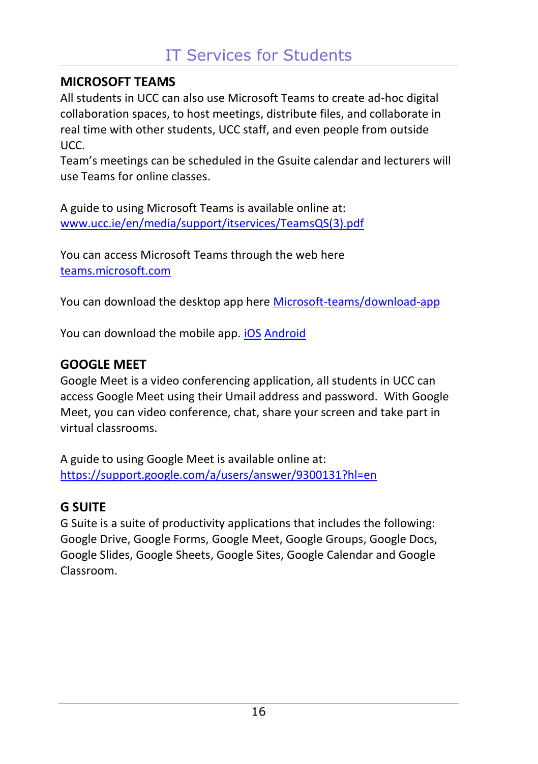## MICROSOFT TEAMS

All students in UCC can also use Microsoft Teams to create ad-hoc digital collaboration spaces, to host meetings, distribute files, and collaborate in real time with other students, UCC staff, and even people from outside UCC.
Team's meetings can be scheduled in the Gsuite calendar and lecturers will use Teams for online classes.

A guide to using Microsoft Teams is available online at:
www.ucc.ie/en/media/support/itservices/TeamsQS(3).pdf

You can access Microsoft Teams through the web here
teams.microsoft.com

You can download the desktop app here Microsoft-teams/download-app

You can download the mobile app. iOS Android

## GOOGLE MEET

Google Meet is a video conferencing application, all students in UCC can access Google Meet using their Umail address and password. With Google Meet, you can video conference, chat, share your screen and take part in virtual classrooms.

A guide to using Google Meet is available online at:
https://support.google.com/a/users/answer/9300131?hl=en

## G SUITE

G Suite is a suite of productivity applications that includes the following: Google Drive, Google Forms, Google Meet, Google Groups, Google Docs, Google Slides, Google Sheets, Google Sites, Google Calendar and Google Classroom.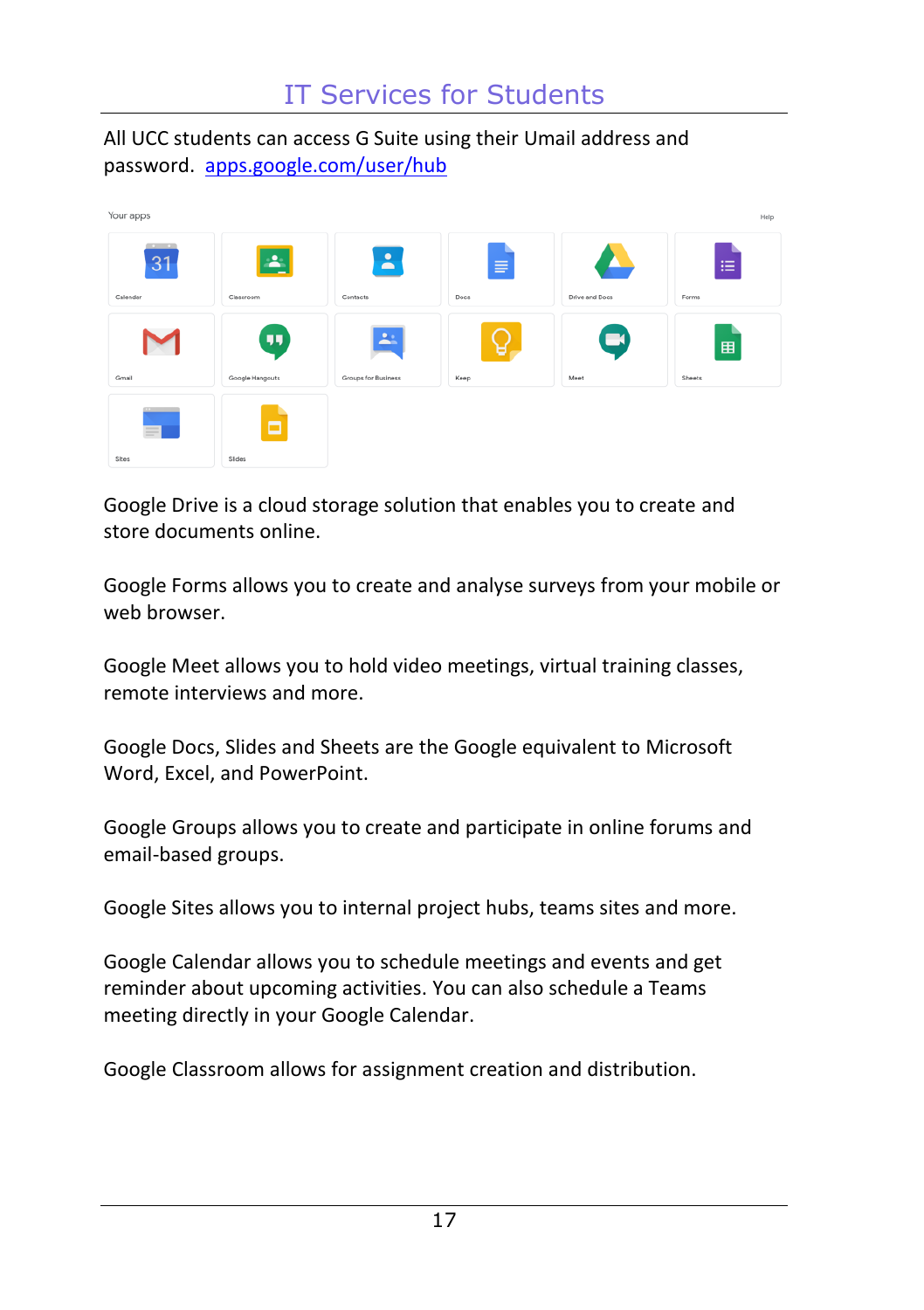# IT Services for Students

All UCC students can access G Suite using their Umail address and password. [apps.google.com/user/hub](apps.google.com/user/hub)

Google Drive is a cloud storage solution that enables you to create and store documents online.

Google Forms allows you to create and analyse surveys from your mobile or web browser.

Google Meet allows you to hold video meetings, virtual training classes, remote interviews and more.

Google Docs, Slides and Sheets are the Google equivalent to Microsoft Word, Excel, and PowerPoint.

Google Groups allows you to create and participate in online forums and email-based groups.

Google Sites allows you to internal project hubs, teams sites and more.

Google Calendar allows you to schedule meetings and events and get reminder about upcoming activities. You can also schedule a Teams meeting directly in your Google Calendar.

Google Classroom allows for assignment creation and distribution.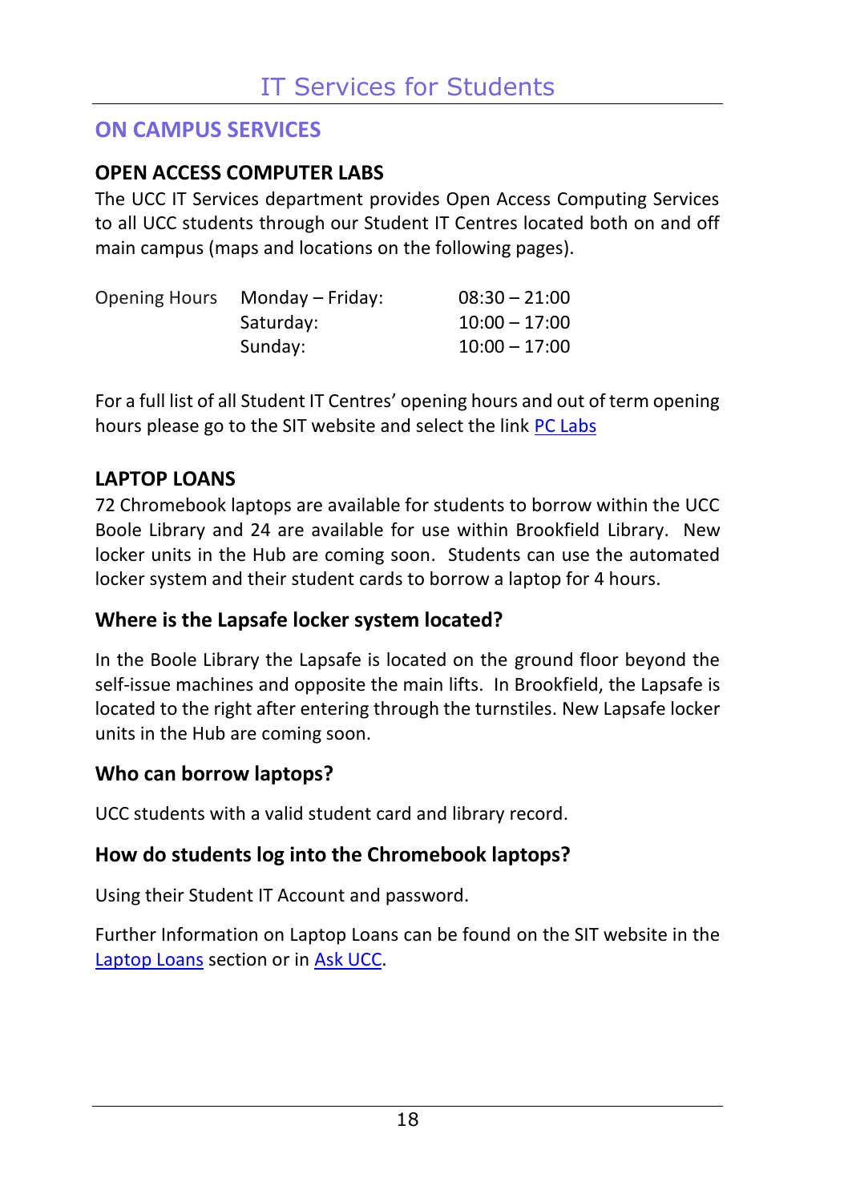# IT Services for Students

## ON CAMPUS SERVICES

### OPEN ACCESS COMPUTER LABS

The UCC IT Services department provides Open Access Computing Services to all UCC students through our Student IT Centres located both on and off main campus (maps and locations on the following pages).

| Opening Hours | Monday – Friday: | 08:30 – 21:00 |
| --- | --- | --- |
| | Saturday: | 10:00 – 17:00 |
| | Sunday: | 10:00 – 17:00 |

For a full list of all Student IT Centres' opening hours and out of term opening hours please go to the SIT website and select the link PC Labs

### LAPTOP LOANS

72 Chromebook laptops are available for students to borrow within the UCC Boole Library and 24 are available for use within Brookfield Library. New locker units in the Hub are coming soon. Students can use the automated locker system and their student cards to borrow a laptop for 4 hours.

#### Where is the Lapsafe locker system located?

In the Boole Library the Lapsafe is located on the ground floor beyond the self-issue machines and opposite the main lifts. In Brookfield, the Lapsafe is located to the right after entering through the turnstiles. New Lapsafe locker units in the Hub are coming soon.

#### Who can borrow laptops?

UCC students with a valid student card and library record.

#### How do students log into the Chromebook laptops?

Using their Student IT Account and password.

Further Information on Laptop Loans can be found on the SIT website in the Laptop Loans section or in Ask UCC.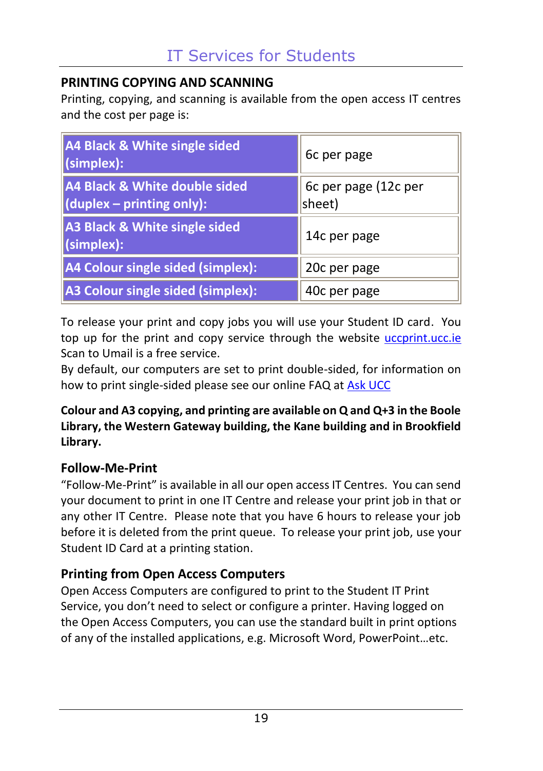## PRINTING COPYING AND SCANNING

Printing, copying, and scanning is available from the open access IT centres and the cost per page is:

| | |
|---|---|
| **A4 Black & White single sided (simplex):** | 6c per page |
| **A4 Black & White double sided (duplex – printing only):** | 6c per page (12c per sheet) |
| **A3 Black & White single sided (simplex):** | 14c per page |
| **A4 Colour single sided (simplex):** | 20c per page |
| **A3 Colour single sided (simplex):** | 40c per page |

To release your print and copy jobs you will use your Student ID card. You top up for the print and copy service through the website [uccprint.ucc.ie](uccprint.ucc.ie) Scan to Umail is a free service.

By default, our computers are set to print double-sided, for information on how to print single-sided please see our online FAQ at [Ask UCC]()

**Colour and A3 copying, and printing are available on Q and Q+3 in the Boole Library, the Western Gateway building, the Kane building and in Brookfield Library.**

### Follow-Me-Print

"Follow-Me-Print" is available in all our open access IT Centres. You can send your document to print in one IT Centre and release your print job in that or any other IT Centre. Please note that you have 6 hours to release your job before it is deleted from the print queue. To release your print job, use your Student ID Card at a printing station.

### Printing from Open Access Computers

Open Access Computers are configured to print to the Student IT Print Service, you don't need to select or configure a printer. Having logged on the Open Access Computers, you can use the standard built in print options of any of the installed applications, e.g. Microsoft Word, PowerPoint…etc.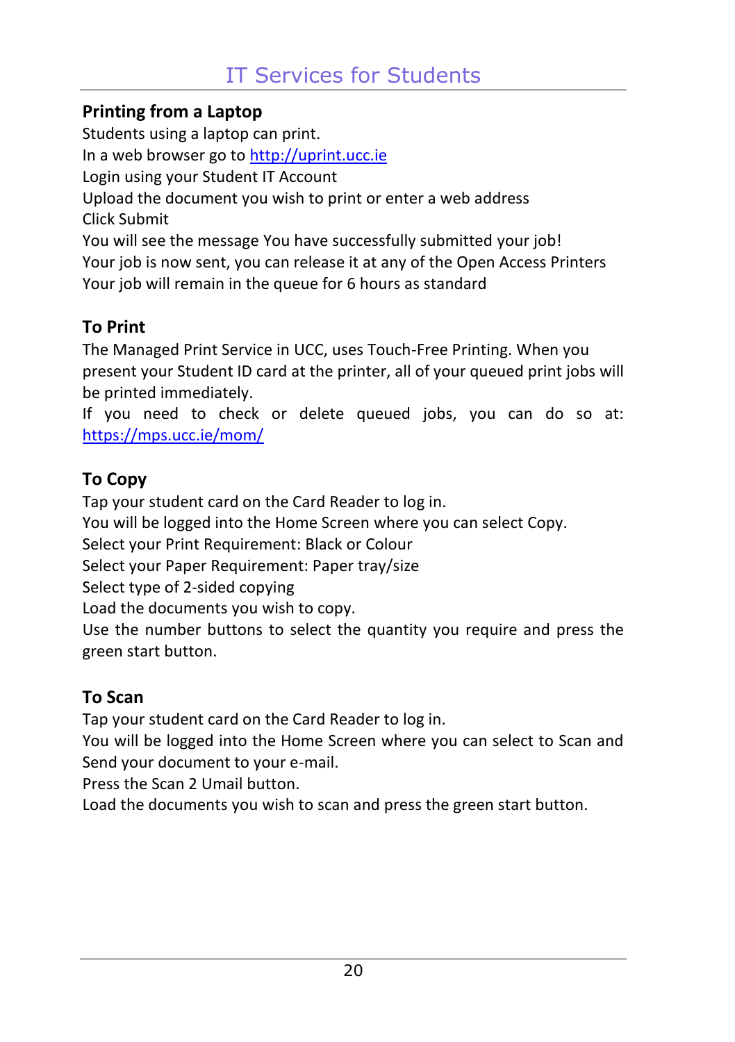## Printing from a Laptop

Students using a laptop can print.
In a web browser go to http://uprint.ucc.ie
Login using your Student IT Account
Upload the document you wish to print or enter a web address
Click Submit
You will see the message You have successfully submitted your job!
Your job is now sent, you can release it at any of the Open Access Printers
Your job will remain in the queue for 6 hours as standard

## To Print

The Managed Print Service in UCC, uses Touch-Free Printing. When you present your Student ID card at the printer, all of your queued print jobs will be printed immediately.
If you need to check or delete queued jobs, you can do so at: https://mps.ucc.ie/mom/

## To Copy

Tap your student card on the Card Reader to log in.
You will be logged into the Home Screen where you can select Copy.
Select your Print Requirement: Black or Colour
Select your Paper Requirement: Paper tray/size
Select type of 2-sided copying
Load the documents you wish to copy.
Use the number buttons to select the quantity you require and press the green start button.

## To Scan

Tap your student card on the Card Reader to log in.
You will be logged into the Home Screen where you can select to Scan and Send your document to your e-mail.
Press the Scan 2 Umail button.
Load the documents you wish to scan and press the green start button.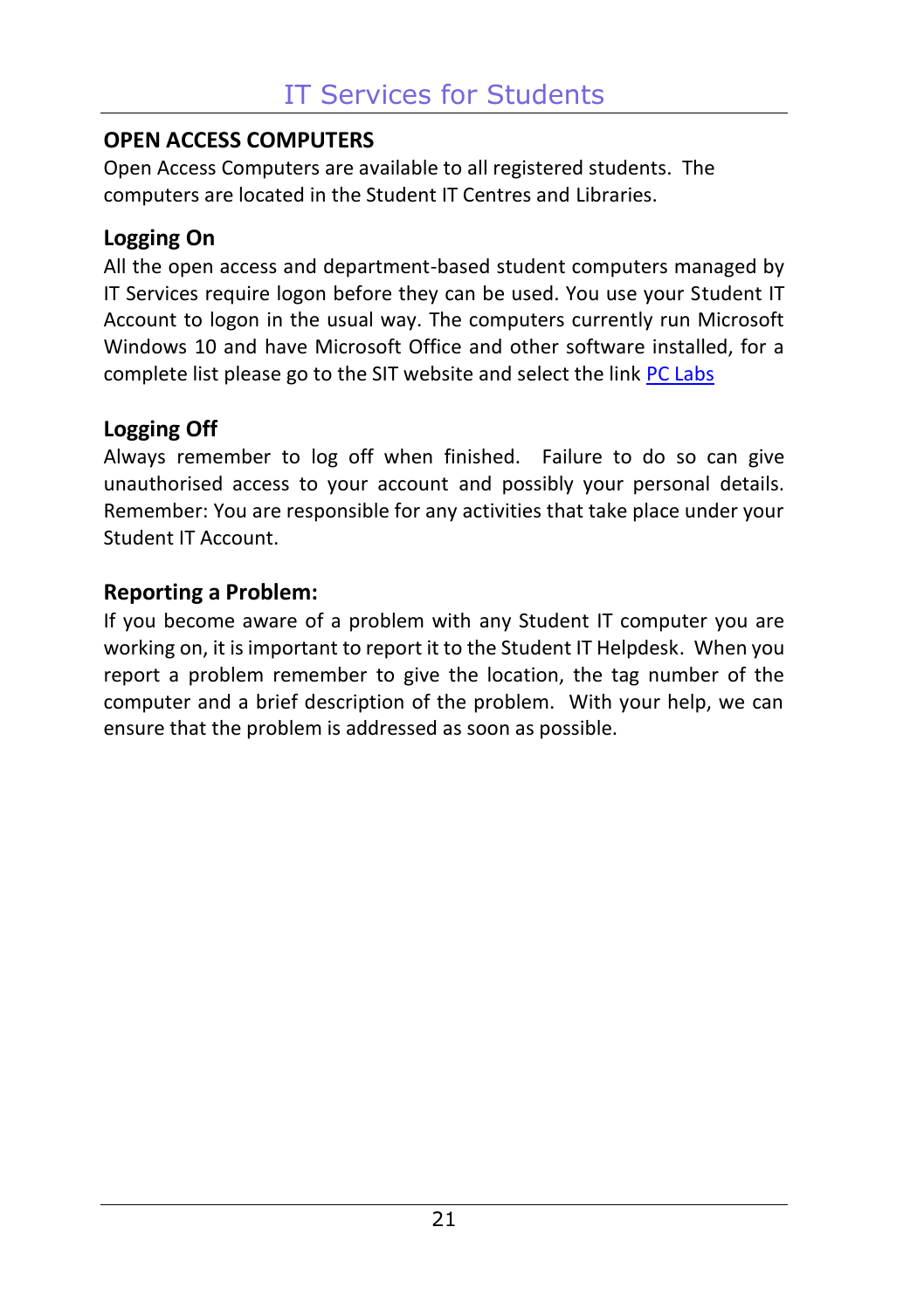# IT Services for Students

## OPEN ACCESS COMPUTERS

Open Access Computers are available to all registered students. The computers are located in the Student IT Centres and Libraries.

### Logging On

All the open access and department-based student computers managed by IT Services require logon before they can be used. You use your Student IT Account to logon in the usual way. The computers currently run Microsoft Windows 10 and have Microsoft Office and other software installed, for a complete list please go to the SIT website and select the link PC Labs

### Logging Off

Always remember to log off when finished. Failure to do so can give unauthorised access to your account and possibly your personal details. Remember: You are responsible for any activities that take place under your Student IT Account.

### Reporting a Problem:

If you become aware of a problem with any Student IT computer you are working on, it is important to report it to the Student IT Helpdesk. When you report a problem remember to give the location, the tag number of the computer and a brief description of the problem. With your help, we can ensure that the problem is addressed as soon as possible.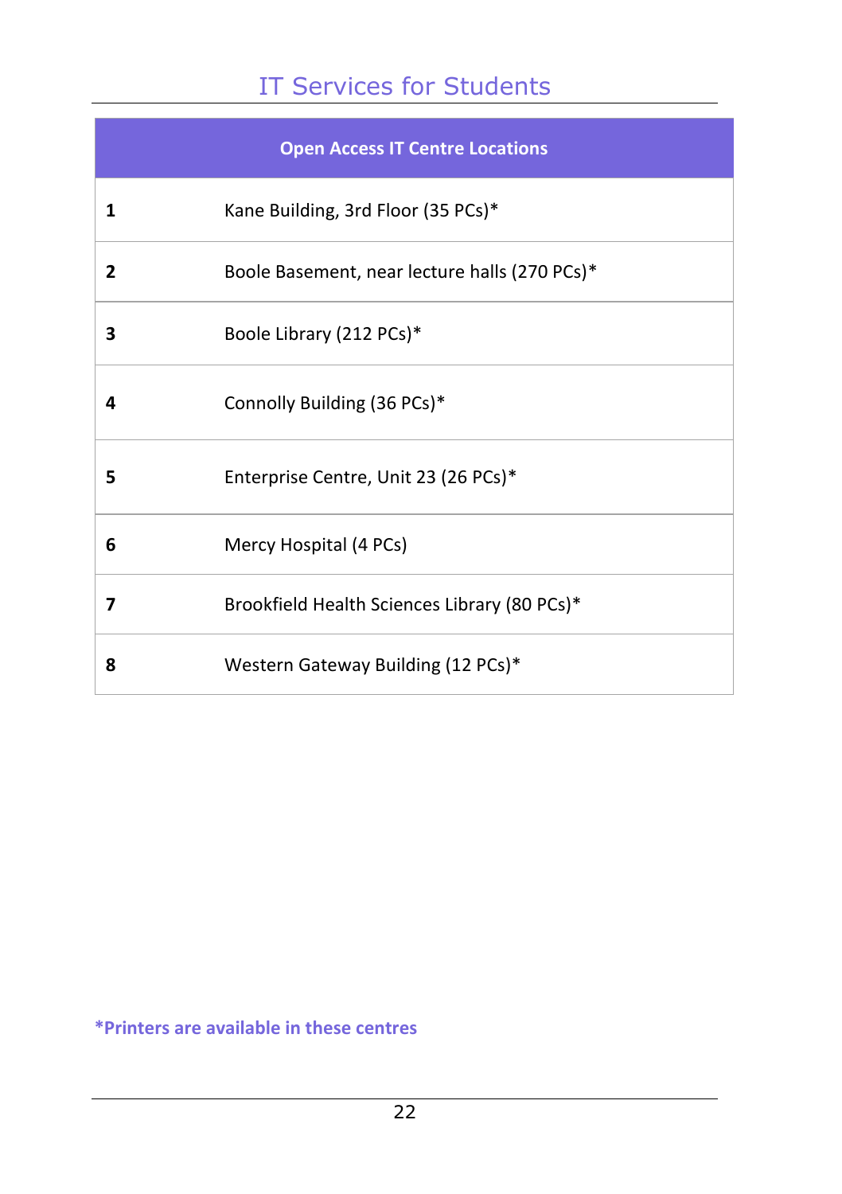# IT Services for Students

| Open Access IT Centre Locations | |
|---|---|
| **1** | Kane Building, 3rd Floor (35 PCs)* |
| **2** | Boole Basement, near lecture halls (270 PCs)* |
| **3** | Boole Library (212 PCs)* |
| **4** | Connolly Building (36 PCs)* |
| **5** | Enterprise Centre, Unit 23 (26 PCs)* |
| **6** | Mercy Hospital (4 PCs) |
| **7** | Brookfield Health Sciences Library (80 PCs)* |
| **8** | Western Gateway Building (12 PCs)* |

**\*Printers are available in these centres**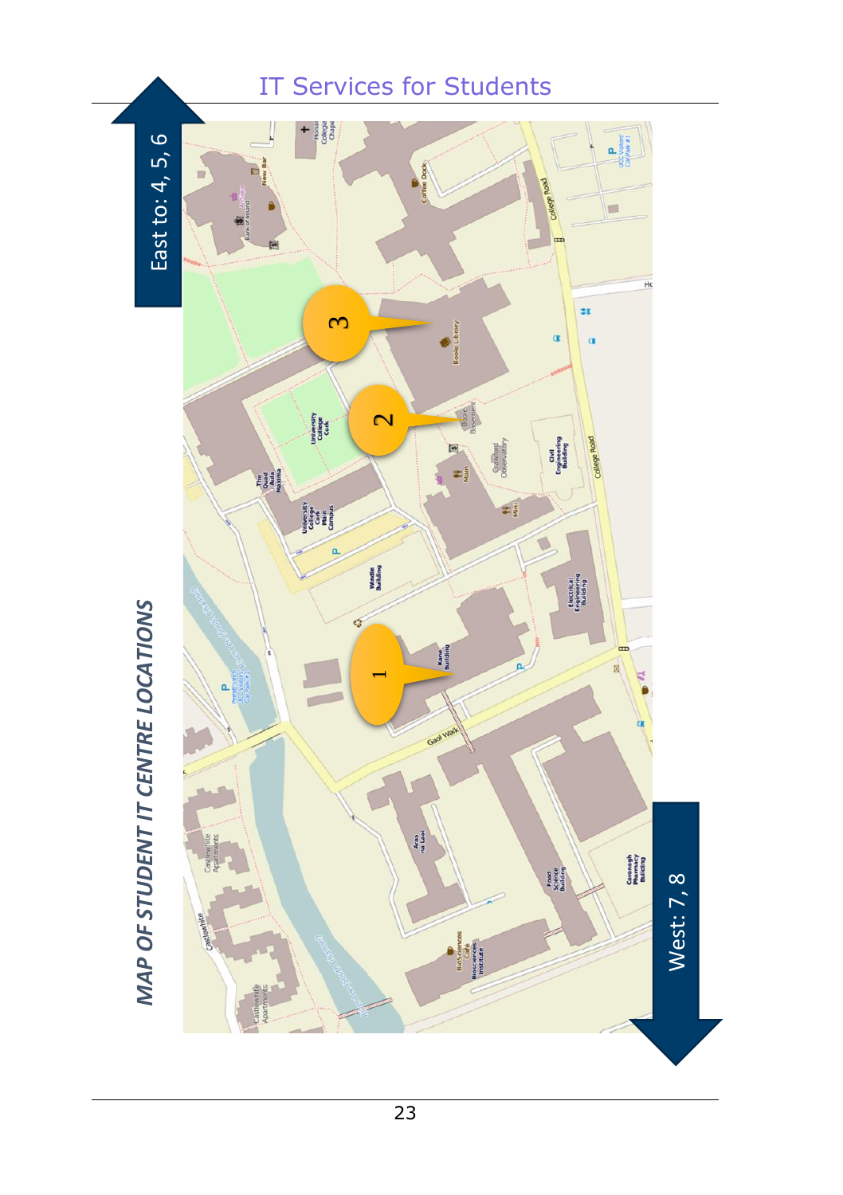# MAP OF STUDENT IT CENTRE LOCATIONS

East to: 4, 5, 6

West: 7, 8

1

2

3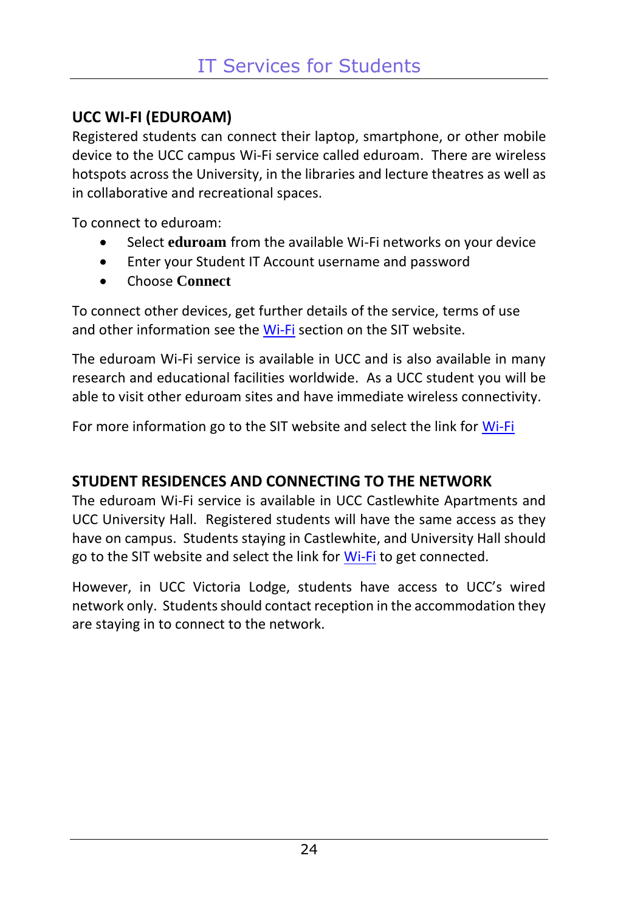## UCC WI-FI (EDUROAM)

Registered students can connect their laptop, smartphone, or other mobile device to the UCC campus Wi-Fi service called eduroam. There are wireless hotspots across the University, in the libraries and lecture theatres as well as in collaborative and recreational spaces.

To connect to eduroam:

- Select **eduroam** from the available Wi-Fi networks on your device
- Enter your Student IT Account username and password
- Choose **Connect**

To connect other devices, get further details of the service, terms of use and other information see the Wi-Fi section on the SIT website.

The eduroam Wi-Fi service is available in UCC and is also available in many research and educational facilities worldwide. As a UCC student you will be able to visit other eduroam sites and have immediate wireless connectivity.

For more information go to the SIT website and select the link for Wi-Fi

## STUDENT RESIDENCES AND CONNECTING TO THE NETWORK

The eduroam Wi-Fi service is available in UCC Castlewhite Apartments and UCC University Hall. Registered students will have the same access as they have on campus. Students staying in Castlewhite, and University Hall should go to the SIT website and select the link for Wi-Fi to get connected.

However, in UCC Victoria Lodge, students have access to UCC's wired network only. Students should contact reception in the accommodation they are staying in to connect to the network.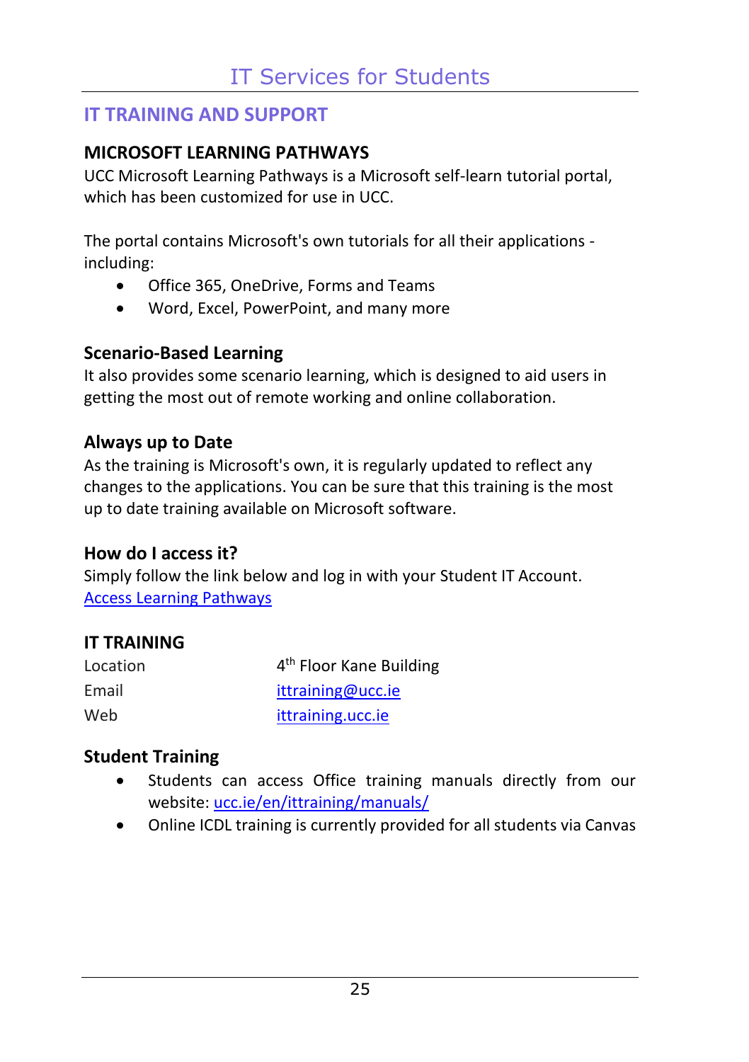## IT TRAINING AND SUPPORT

### MICROSOFT LEARNING PATHWAYS

UCC Microsoft Learning Pathways is a Microsoft self-learn tutorial portal, which has been customized for use in UCC.

The portal contains Microsoft's own tutorials for all their applications - including:

- Office 365, OneDrive, Forms and Teams
- Word, Excel, PowerPoint, and many more

#### Scenario-Based Learning

It also provides some scenario learning, which is designed to aid users in getting the most out of remote working and online collaboration.

#### Always up to Date

As the training is Microsoft's own, it is regularly updated to reflect any changes to the applications. You can be sure that this training is the most up to date training available on Microsoft software.

#### How do I access it?

Simply follow the link below and log in with your Student IT Account.
Access Learning Pathways

### IT TRAINING

| | |
|---|---|
| Location | 4th Floor Kane Building |
| Email | ittraining@ucc.ie |
| Web | ittraining.ucc.ie |

#### Student Training

- Students can access Office training manuals directly from our website: ucc.ie/en/ittraining/manuals/
- Online ICDL training is currently provided for all students via Canvas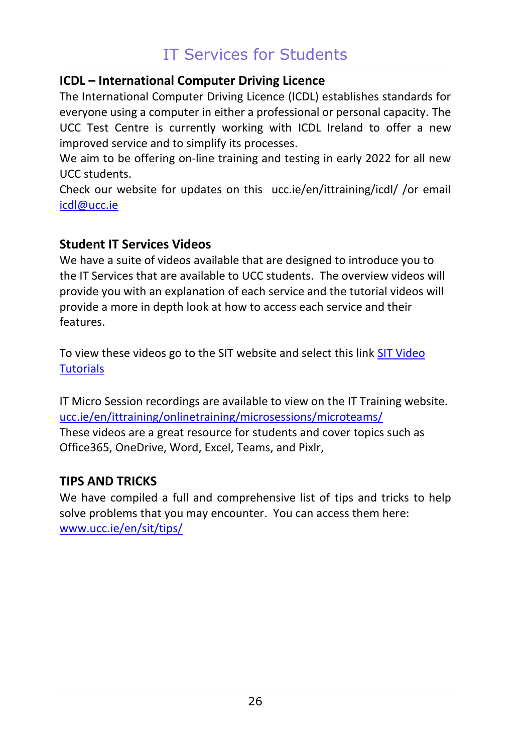## ICDL – International Computer Driving Licence

The International Computer Driving Licence (ICDL) establishes standards for everyone using a computer in either a professional or personal capacity. The UCC Test Centre is currently working with ICDL Ireland to offer a new improved service and to simplify its processes.

We aim to be offering on-line training and testing in early 2022 for all new UCC students.

Check our website for updates on this ucc.ie/en/ittraining/icdl/ /or email icdl@ucc.ie

## Student IT Services Videos

We have a suite of videos available that are designed to introduce you to the IT Services that are available to UCC students. The overview videos will provide you with an explanation of each service and the tutorial videos will provide a more in depth look at how to access each service and their features.

To view these videos go to the SIT website and select this link SIT Video Tutorials

IT Micro Session recordings are available to view on the IT Training website. ucc.ie/en/ittraining/onlinetraining/microsessions/microteams/

These videos are a great resource for students and cover topics such as Office365, OneDrive, Word, Excel, Teams, and Pixlr,

## TIPS AND TRICKS

We have compiled a full and comprehensive list of tips and tricks to help solve problems that you may encounter. You can access them here: www.ucc.ie/en/sit/tips/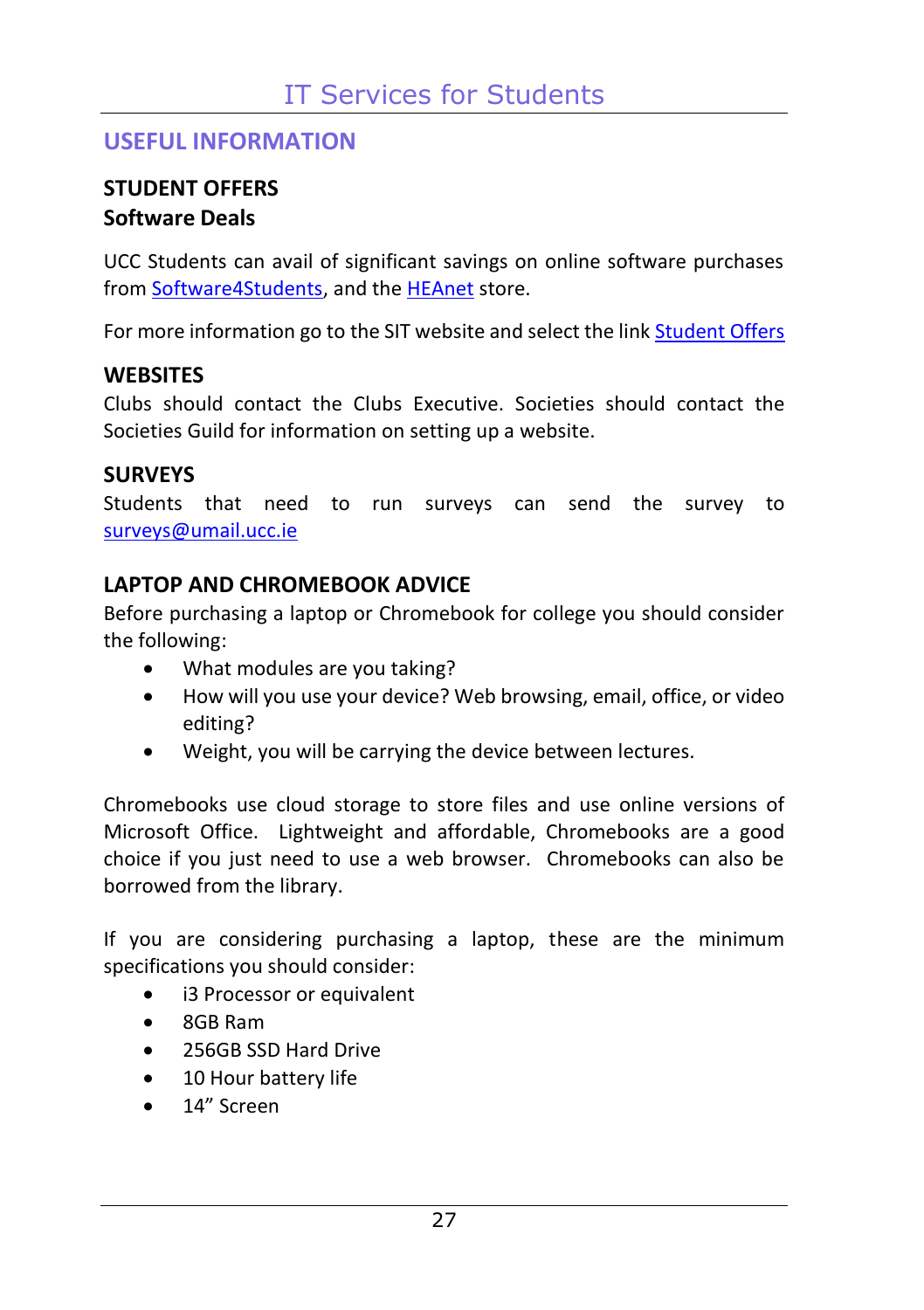## USEFUL INFORMATION

### STUDENT OFFERS

### Software Deals

UCC Students can avail of significant savings on online software purchases from Software4Students, and the HEAnet store.

For more information go to the SIT website and select the link Student Offers

### WEBSITES

Clubs should contact the Clubs Executive. Societies should contact the Societies Guild for information on setting up a website.

### SURVEYS

Students that need to run surveys can send the survey to surveys@umail.ucc.ie

### LAPTOP AND CHROMEBOOK ADVICE

Before purchasing a laptop or Chromebook for college you should consider the following:

- What modules are you taking?
- How will you use your device? Web browsing, email, office, or video editing?
- Weight, you will be carrying the device between lectures.

Chromebooks use cloud storage to store files and use online versions of Microsoft Office. Lightweight and affordable, Chromebooks are a good choice if you just need to use a web browser. Chromebooks can also be borrowed from the library.

If you are considering purchasing a laptop, these are the minimum specifications you should consider:

- i3 Processor or equivalent
- 8GB Ram
- 256GB SSD Hard Drive
- 10 Hour battery life
- 14" Screen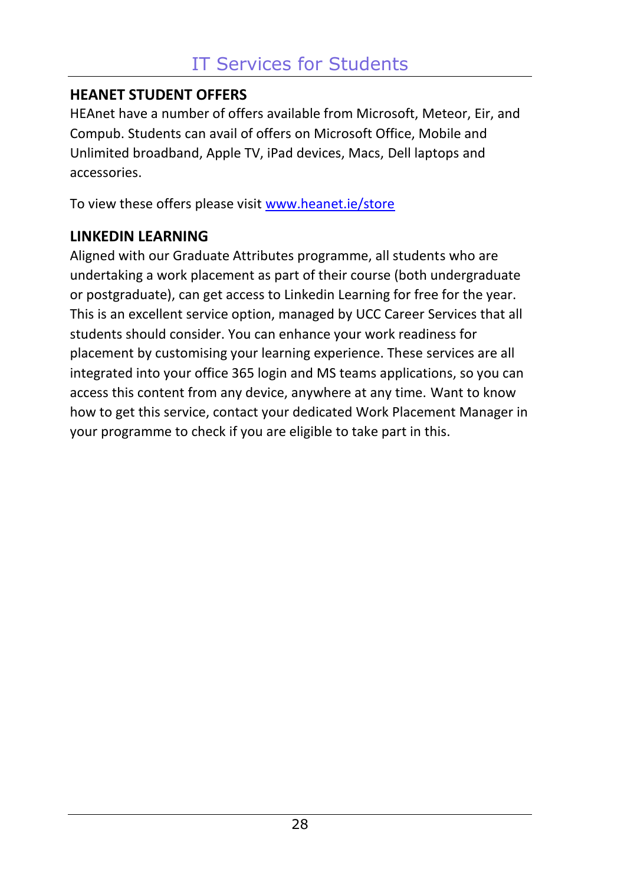# IT Services for Students

## HEANET STUDENT OFFERS

HEAnet have a number of offers available from Microsoft, Meteor, Eir, and Compub. Students can avail of offers on Microsoft Office, Mobile and Unlimited broadband, Apple TV, iPad devices, Macs, Dell laptops and accessories.

To view these offers please visit [www.heanet.ie/store](www.heanet.ie/store)

## LINKEDIN LEARNING

Aligned with our Graduate Attributes programme, all students who are undertaking a work placement as part of their course (both undergraduate or postgraduate), can get access to Linkedin Learning for free for the year. This is an excellent service option, managed by UCC Career Services that all students should consider. You can enhance your work readiness for placement by customising your learning experience. These services are all integrated into your office 365 login and MS teams applications, so you can access this content from any device, anywhere at any time. Want to know how to get this service, contact your dedicated Work Placement Manager in your programme to check if you are eligible to take part in this.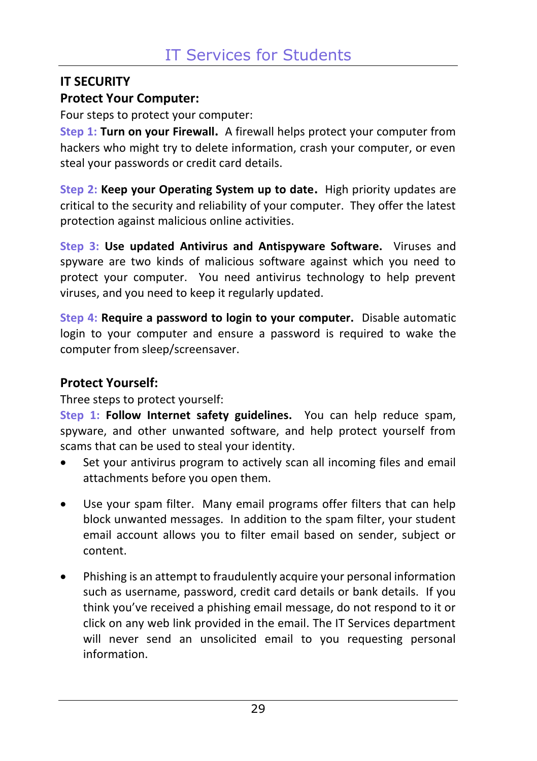## IT SECURITY

### Protect Your Computer:

Four steps to protect your computer:

**Step 1: Turn on your Firewall.** A firewall helps protect your computer from hackers who might try to delete information, crash your computer, or even steal your passwords or credit card details.

**Step 2: Keep your Operating System up to date.** High priority updates are critical to the security and reliability of your computer. They offer the latest protection against malicious online activities.

**Step 3: Use updated Antivirus and Antispyware Software.** Viruses and spyware are two kinds of malicious software against which you need to protect your computer. You need antivirus technology to help prevent viruses, and you need to keep it regularly updated.

**Step 4: Require a password to login to your computer.** Disable automatic login to your computer and ensure a password is required to wake the computer from sleep/screensaver.

### Protect Yourself:

Three steps to protect yourself:

**Step 1: Follow Internet safety guidelines.** You can help reduce spam, spyware, and other unwanted software, and help protect yourself from scams that can be used to steal your identity.

- Set your antivirus program to actively scan all incoming files and email attachments before you open them.
- Use your spam filter. Many email programs offer filters that can help block unwanted messages. In addition to the spam filter, your student email account allows you to filter email based on sender, subject or content.
- Phishing is an attempt to fraudulently acquire your personal information such as username, password, credit card details or bank details. If you think you've received a phishing email message, do not respond to it or click on any web link provided in the email. The IT Services department will never send an unsolicited email to you requesting personal information.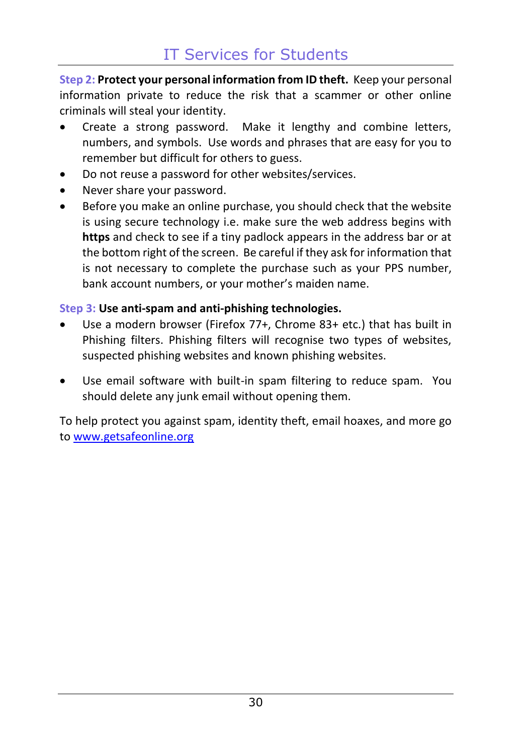**Step 2: Protect your personal information from ID theft.** Keep your personal information private to reduce the risk that a scammer or other online criminals will steal your identity.

- Create a strong password. Make it lengthy and combine letters, numbers, and symbols. Use words and phrases that are easy for you to remember but difficult for others to guess.
- Do not reuse a password for other websites/services.
- Never share your password.
- Before you make an online purchase, you should check that the website is using secure technology i.e. make sure the web address begins with **https** and check to see if a tiny padlock appears in the address bar or at the bottom right of the screen. Be careful if they ask for information that is not necessary to complete the purchase such as your PPS number, bank account numbers, or your mother's maiden name.

**Step 3: Use anti-spam and anti-phishing technologies.**

- Use a modern browser (Firefox 77+, Chrome 83+ etc.) that has built in Phishing filters. Phishing filters will recognise two types of websites, suspected phishing websites and known phishing websites.
- Use email software with built-in spam filtering to reduce spam. You should delete any junk email without opening them.

To help protect you against spam, identity theft, email hoaxes, and more go to [www.getsafeonline.org](http://www.getsafeonline.org)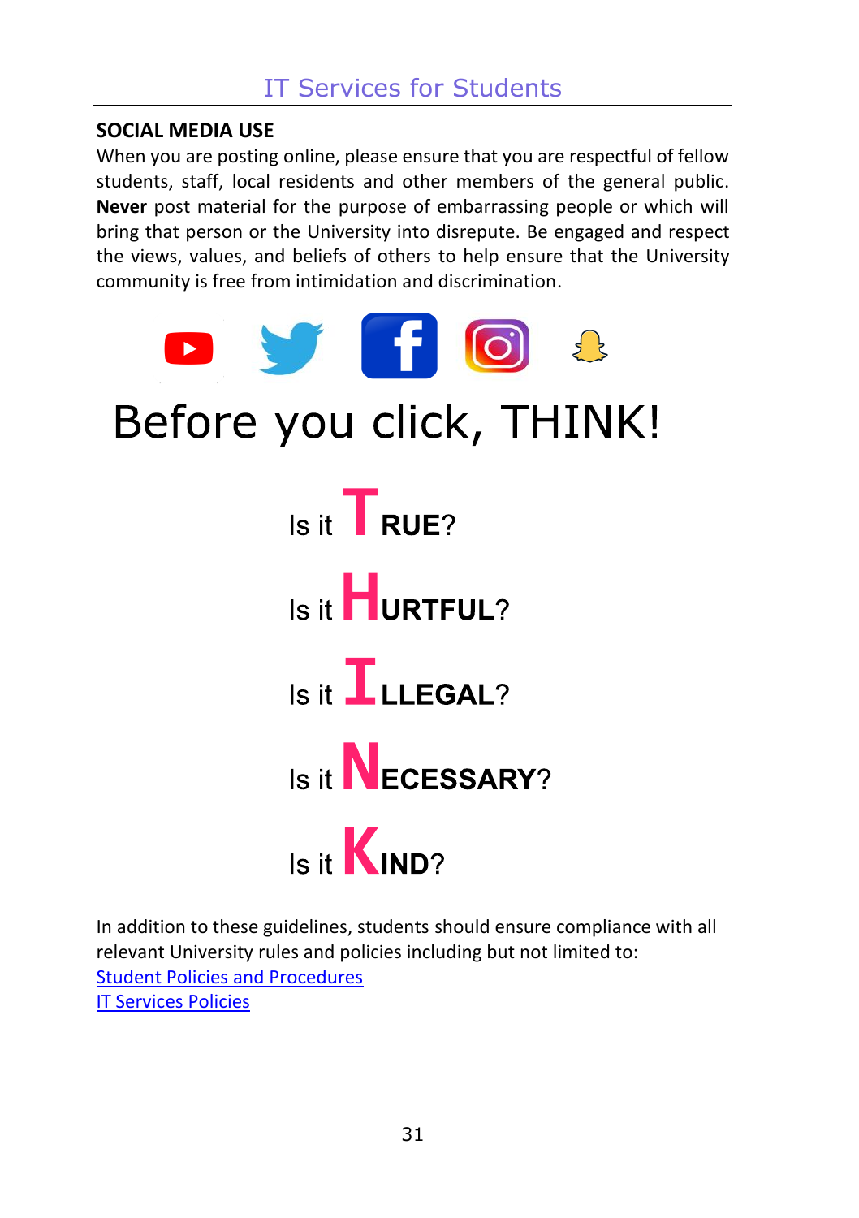## SOCIAL MEDIA USE

When you are posting online, please ensure that you are respectful of fellow students, staff, local residents and other members of the general public. **Never** post material for the purpose of embarrassing people or which will bring that person or the University into disrepute. Be engaged and respect the views, values, and beliefs of others to help ensure that the University community is free from intimidation and discrimination.

# Before you click, THINK!

Is it **T**RUE?

Is it **H**URTFUL?

Is it **I**LLEGAL?

Is it **N**ECESSARY?

Is it **K**IND?

In addition to these guidelines, students should ensure compliance with all relevant University rules and policies including but not limited to:

Student Policies and Procedures

IT Services Policies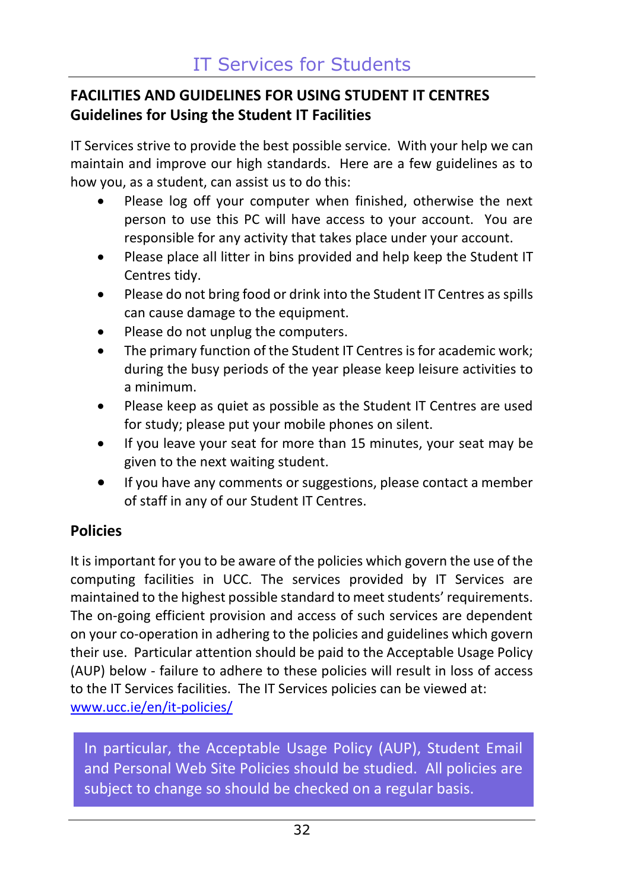## FACILITIES AND GUIDELINES FOR USING STUDENT IT CENTRES

### Guidelines for Using the Student IT Facilities

IT Services strive to provide the best possible service. With your help we can maintain and improve our high standards. Here are a few guidelines as to how you, as a student, can assist us to do this:

- Please log off your computer when finished, otherwise the next person to use this PC will have access to your account. You are responsible for any activity that takes place under your account.
- Please place all litter in bins provided and help keep the Student IT Centres tidy.
- Please do not bring food or drink into the Student IT Centres as spills can cause damage to the equipment.
- Please do not unplug the computers.
- The primary function of the Student IT Centres is for academic work; during the busy periods of the year please keep leisure activities to a minimum.
- Please keep as quiet as possible as the Student IT Centres are used for study; please put your mobile phones on silent.
- If you leave your seat for more than 15 minutes, your seat may be given to the next waiting student.
- If you have any comments or suggestions, please contact a member of staff in any of our Student IT Centres.

### Policies

It is important for you to be aware of the policies which govern the use of the computing facilities in UCC. The services provided by IT Services are maintained to the highest possible standard to meet students' requirements. The on-going efficient provision and access of such services are dependent on your co-operation in adhering to the policies and guidelines which govern their use. Particular attention should be paid to the Acceptable Usage Policy (AUP) below - failure to adhere to these policies will result in loss of access to the IT Services facilities. The IT Services policies can be viewed at: [www.ucc.ie/en/it-policies/](http://www.ucc.ie/en/it-policies/)

> In particular, the Acceptable Usage Policy (AUP), Student Email and Personal Web Site Policies should be studied. All policies are subject to change so should be checked on a regular basis.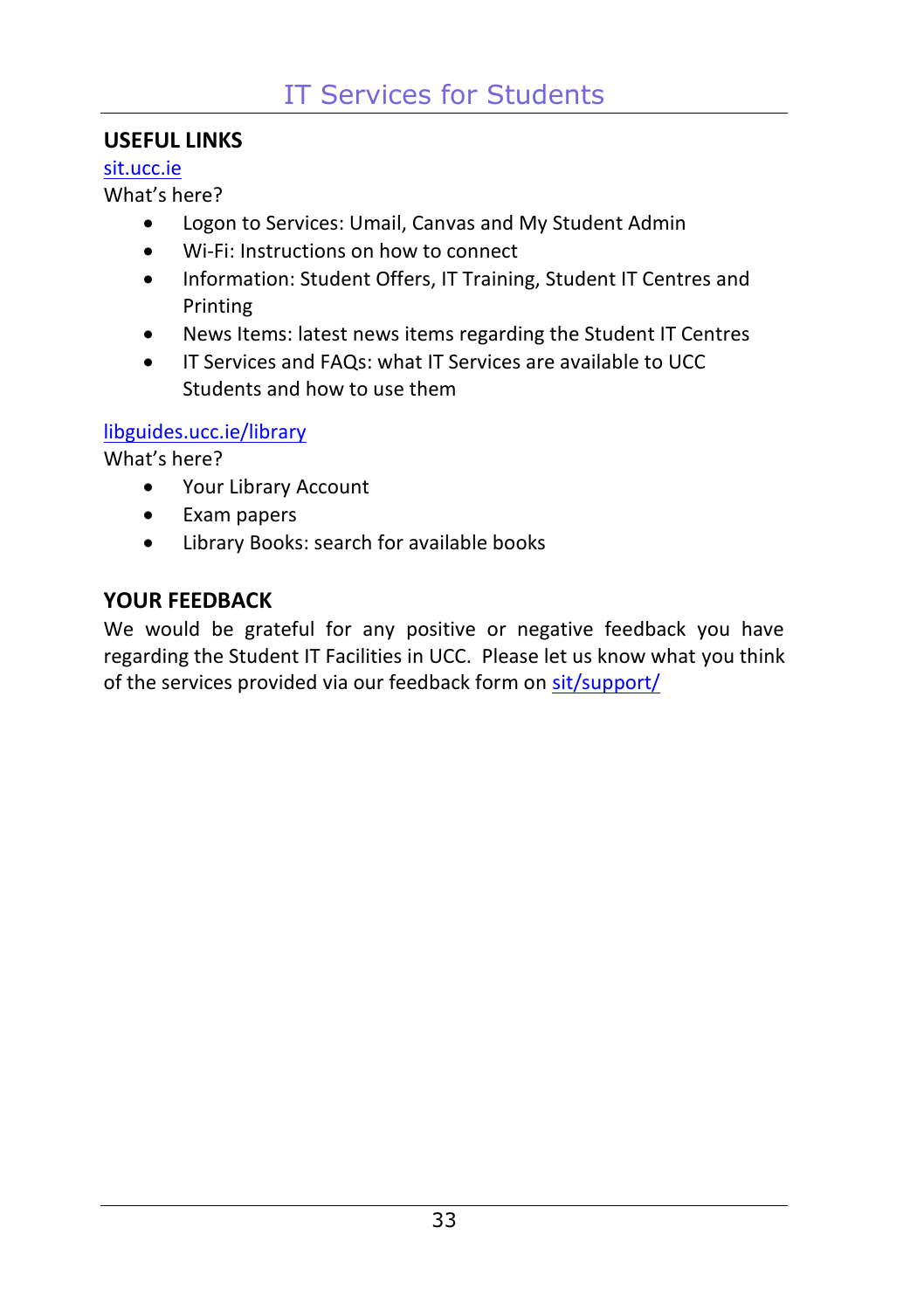## USEFUL LINKS

sit.ucc.ie

What's here?

- Logon to Services: Umail, Canvas and My Student Admin
- Wi-Fi: Instructions on how to connect
- Information: Student Offers, IT Training, Student IT Centres and Printing
- News Items: latest news items regarding the Student IT Centres
- IT Services and FAQs: what IT Services are available to UCC Students and how to use them

libguides.ucc.ie/library

What's here?

- Your Library Account
- Exam papers
- Library Books: search for available books

## YOUR FEEDBACK

We would be grateful for any positive or negative feedback you have regarding the Student IT Facilities in UCC. Please let us know what you think of the services provided via our feedback form on sit/support/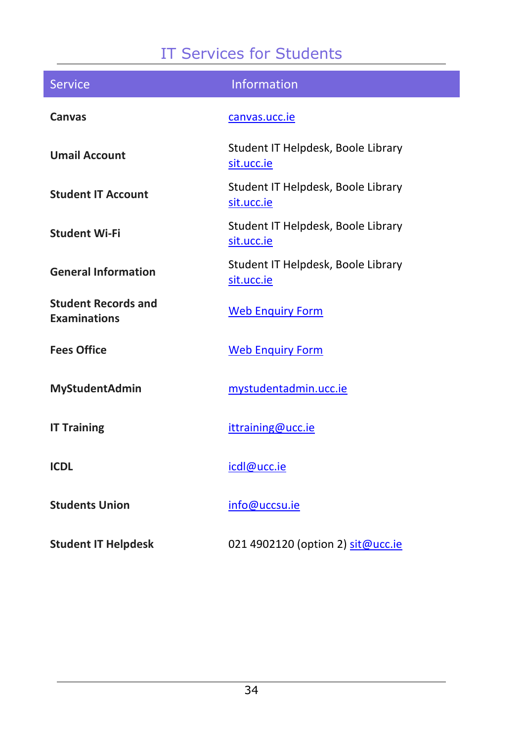# IT Services for Students

| Service | Information |
|---|---|
| **Canvas** | canvas.ucc.ie |
| **Umail Account** | Student IT Helpdesk, Boole Library sit.ucc.ie |
| **Student IT Account** | Student IT Helpdesk, Boole Library sit.ucc.ie |
| **Student Wi-Fi** | Student IT Helpdesk, Boole Library sit.ucc.ie |
| **General Information** | Student IT Helpdesk, Boole Library sit.ucc.ie |
| **Student Records and Examinations** | Web Enquiry Form |
| **Fees Office** | Web Enquiry Form |
| **MyStudentAdmin** | mystudentadmin.ucc.ie |
| **IT Training** | ittraining@ucc.ie |
| **ICDL** | icdl@ucc.ie |
| **Students Union** | info@uccsu.ie |
| **Student IT Helpdesk** | 021 4902120 (option 2) sit@ucc.ie |